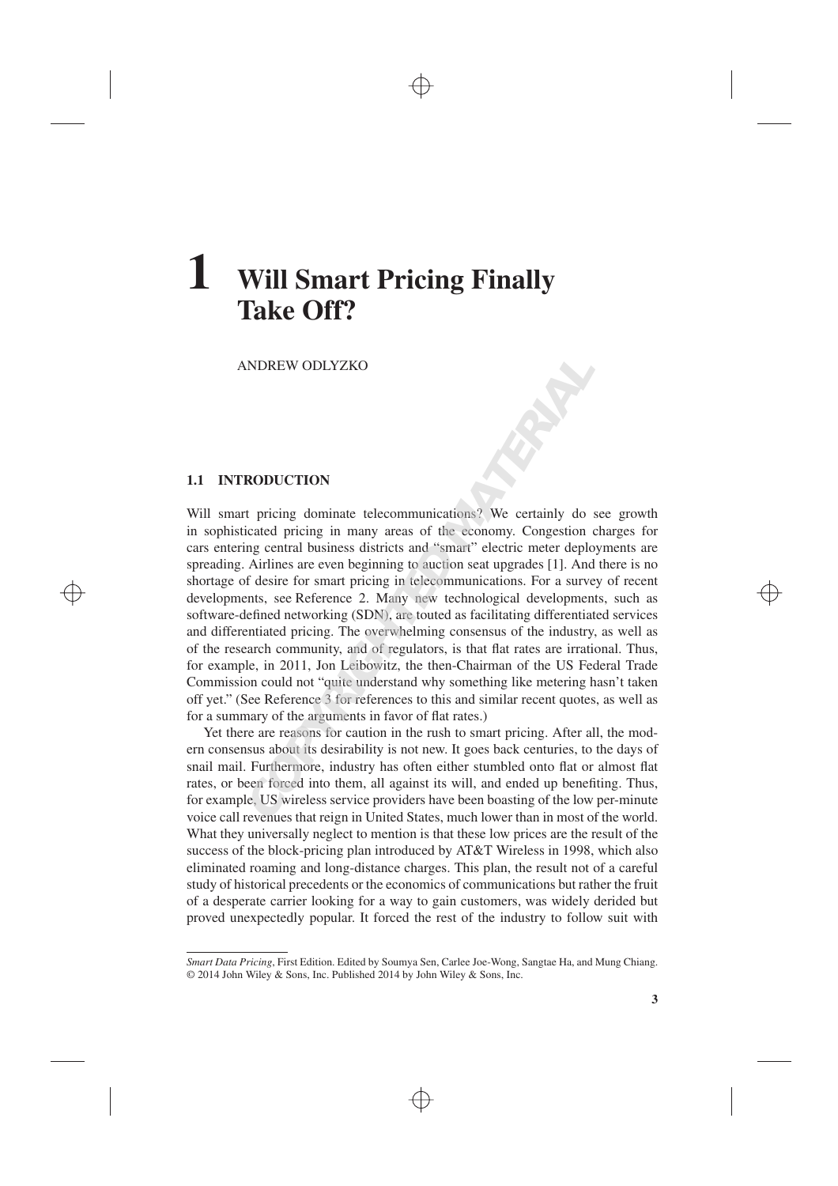# 1 Will Smart Pricing Finally Take Off?

ANDREW ODLYZKO

## 1.1 INTRODUCTION

Will smart pricing dominate telecommunications? We certainly do see growth in sophisticated pricing in many areas of the economy. Congestion charges for cars entering central business districts and "smart" electric meter deployments are spreading. Airlines are even beginning to auction seat upgrades [1]. And there is no shortage of desire for smart pricing in telecommunications. For a survey of recent developments, see Reference 2. Many new technological developments, such as software-defined networking (SDN), are touted as facilitating differentiated services and differentiated pricing. The overwhelming consensus of the industry, as well as of the research community, and of regulators, is that flat rates are irrational. Thus, for example, in 2011, Jon Leibowitz, the then-Chairman of the US Federal Trade Commission could not "quite understand why something like metering hasn't taken off yet." (See Reference 3 for references to this and similar recent quotes, as well as for a summary of the arguments in favor of flat rates.)

Yet there are reasons for caution in the rush to smart pricing. After all, the modern consensus about its desirability is not new. It goes back centuries, to the days of snail mail. Furthermore, industry has often either stumbled onto flat or almost flat rates, or been forced into them, all against its will, and ended up benefiting. Thus, for example, US wireless service providers have been boasting of the low per-minute voice call revenues that reign in United States, much lower than in most of the world. What they universally neglect to mention is that these low prices are the result of the success of the block-pricing plan introduced by AT&T Wireless in 1998, which also eliminated roaming and long-distance charges. This plan, the result not of a careful study of historical precedents or the economics of communications but rather the fruit of a desperate carrier looking for a way to gain customers, was widely derided but proved unexpectedly popular. It forced the rest of the industry to follow suit with

*Smart Data Pricing*, First Edition. Edited by Soumya Sen, Carlee Joe-Wong, Sangtae Ha, and Mung Chiang.
© 2014 John Wiley & Sons, Inc. Published 2014 by John Wiley & Sons, Inc.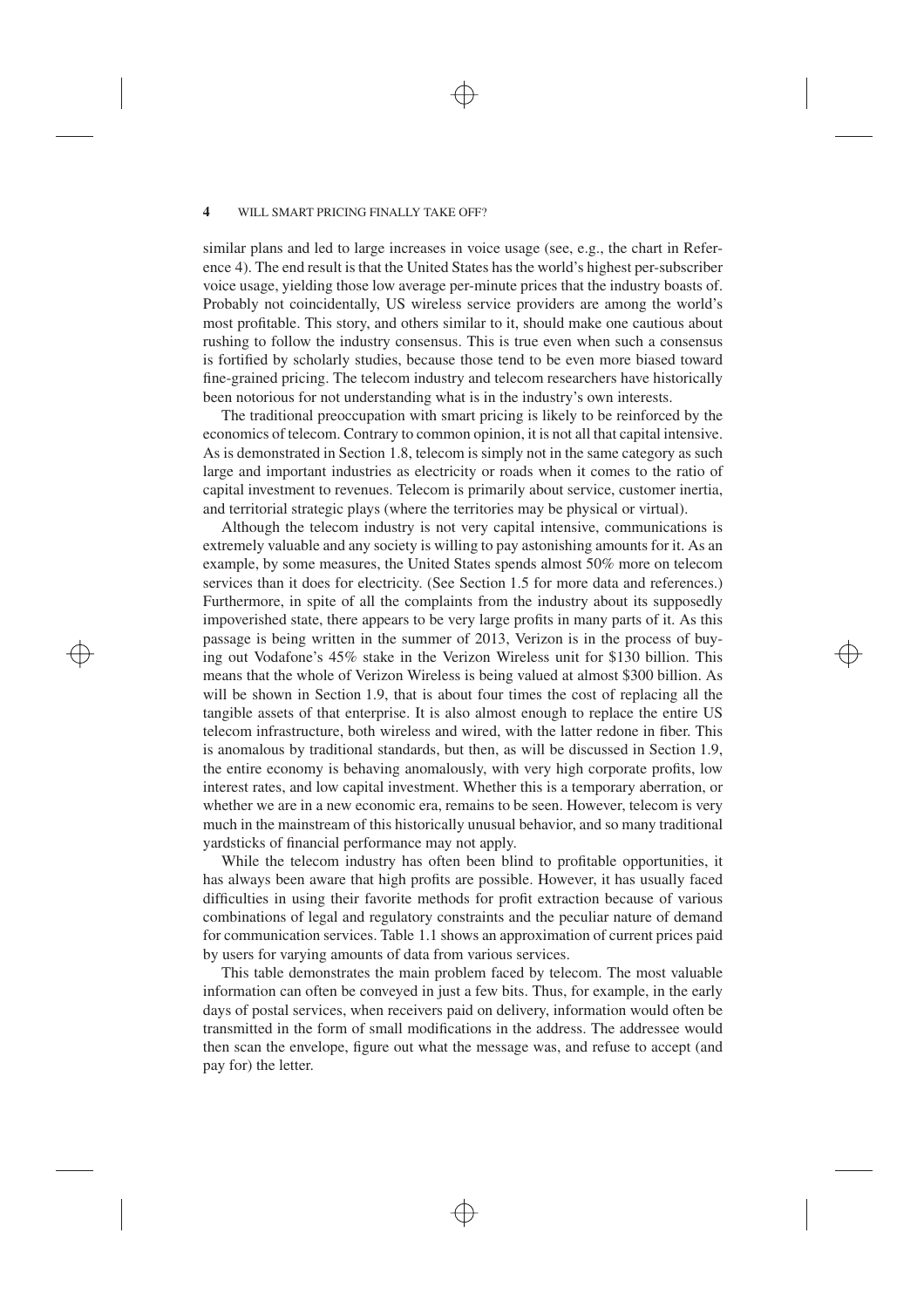similar plans and led to large increases in voice usage (see, e.g., the chart in Reference 4). The end result is that the United States has the world's highest per-subscriber voice usage, yielding those low average per-minute prices that the industry boasts of. Probably not coincidentally, US wireless service providers are among the world's most profitable. This story, and others similar to it, should make one cautious about rushing to follow the industry consensus. This is true even when such a consensus is fortified by scholarly studies, because those tend to be even more biased toward fine-grained pricing. The telecom industry and telecom researchers have historically been notorious for not understanding what is in the industry's own interests.

The traditional preoccupation with smart pricing is likely to be reinforced by the economics of telecom. Contrary to common opinion, it is not all that capital intensive. As is demonstrated in Section 1.8, telecom is simply not in the same category as such large and important industries as electricity or roads when it comes to the ratio of capital investment to revenues. Telecom is primarily about service, customer inertia, and territorial strategic plays (where the territories may be physical or virtual).

Although the telecom industry is not very capital intensive, communications is extremely valuable and any society is willing to pay astonishing amounts for it. As an example, by some measures, the United States spends almost 50% more on telecom services than it does for electricity. (See Section 1.5 for more data and references.) Furthermore, in spite of all the complaints from the industry about its supposedly impoverished state, there appears to be very large profits in many parts of it. As this passage is being written in the summer of 2013, Verizon is in the process of buying out Vodafone's 45% stake in the Verizon Wireless unit for $130 billion. This means that the whole of Verizon Wireless is being valued at almost $300 billion. As will be shown in Section 1.9, that is about four times the cost of replacing all the tangible assets of that enterprise. It is also almost enough to replace the entire US telecom infrastructure, both wireless and wired, with the latter redone in fiber. This is anomalous by traditional standards, but then, as will be discussed in Section 1.9, the entire economy is behaving anomalously, with very high corporate profits, low interest rates, and low capital investment. Whether this is a temporary aberration, or whether we are in a new economic era, remains to be seen. However, telecom is very much in the mainstream of this historically unusual behavior, and so many traditional yardsticks of financial performance may not apply.

While the telecom industry has often been blind to profitable opportunities, it has always been aware that high profits are possible. However, it has usually faced difficulties in using their favorite methods for profit extraction because of various combinations of legal and regulatory constraints and the peculiar nature of demand for communication services. Table 1.1 shows an approximation of current prices paid by users for varying amounts of data from various services.

This table demonstrates the main problem faced by telecom. The most valuable information can often be conveyed in just a few bits. Thus, for example, in the early days of postal services, when receivers paid on delivery, information would often be transmitted in the form of small modifications in the address. The addressee would then scan the envelope, figure out what the message was, and refuse to accept (and pay for) the letter.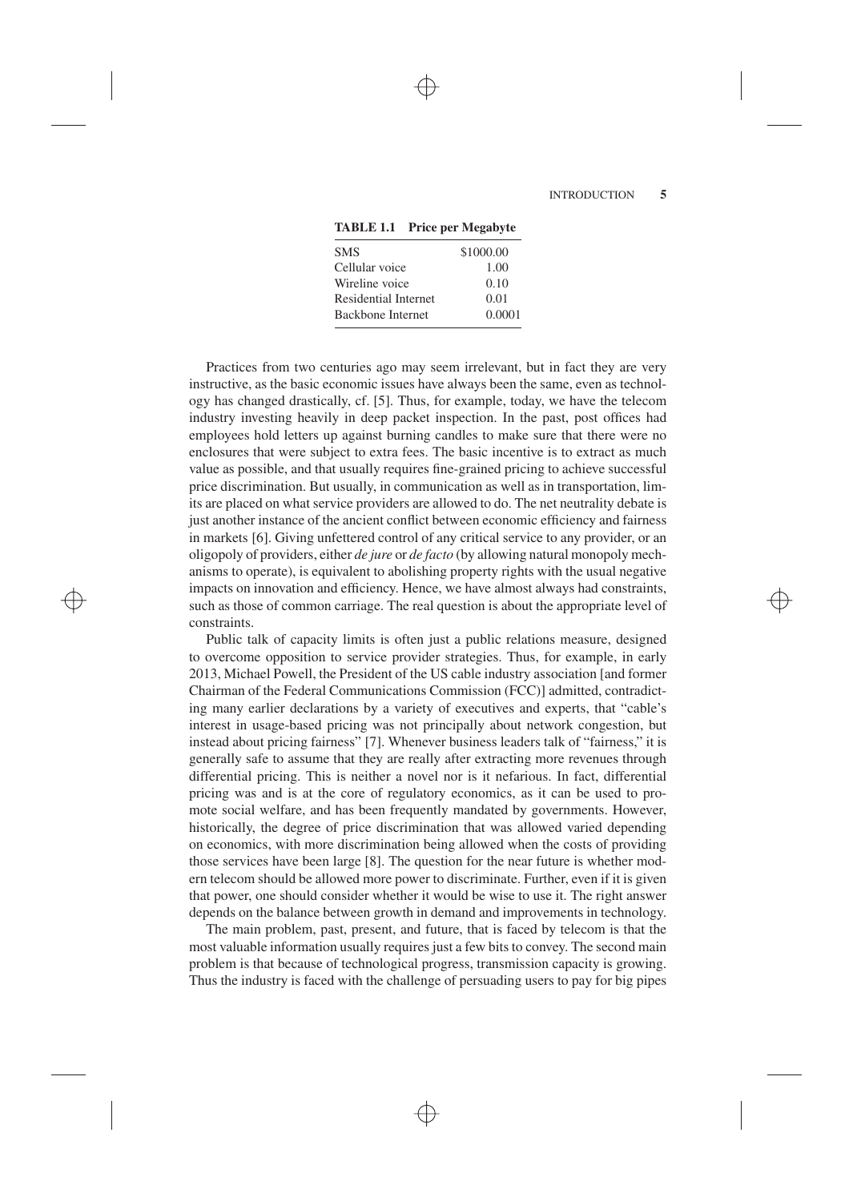**TABLE 1.1 Price per Megabyte**

| | |
|---|---|
| SMS | \$1000.00 |
| Cellular voice | 1.00 |
| Wireline voice | 0.10 |
| Residential Internet | 0.01 |
| Backbone Internet | 0.0001 |

Practices from two centuries ago may seem irrelevant, but in fact they are very instructive, as the basic economic issues have always been the same, even as technology has changed drastically, cf. [5]. Thus, for example, today, we have the telecom industry investing heavily in deep packet inspection. In the past, post offices had employees hold letters up against burning candles to make sure that there were no enclosures that were subject to extra fees. The basic incentive is to extract as much value as possible, and that usually requires fine-grained pricing to achieve successful price discrimination. But usually, in communication as well as in transportation, limits are placed on what service providers are allowed to do. The net neutrality debate is just another instance of the ancient conflict between economic efficiency and fairness in markets [6]. Giving unfettered control of any critical service to any provider, or an oligopoly of providers, either *de jure* or *de facto* (by allowing natural monopoly mechanisms to operate), is equivalent to abolishing property rights with the usual negative impacts on innovation and efficiency. Hence, we have almost always had constraints, such as those of common carriage. The real question is about the appropriate level of constraints.

Public talk of capacity limits is often just a public relations measure, designed to overcome opposition to service provider strategies. Thus, for example, in early 2013, Michael Powell, the President of the US cable industry association [and former Chairman of the Federal Communications Commission (FCC)] admitted, contradicting many earlier declarations by a variety of executives and experts, that "cable's interest in usage-based pricing was not principally about network congestion, but instead about pricing fairness" [7]. Whenever business leaders talk of "fairness," it is generally safe to assume that they are really after extracting more revenues through differential pricing. This is neither a novel nor is it nefarious. In fact, differential pricing was and is at the core of regulatory economics, as it can be used to promote social welfare, and has been frequently mandated by governments. However, historically, the degree of price discrimination that was allowed varied depending on economics, with more discrimination being allowed when the costs of providing those services have been large [8]. The question for the near future is whether modern telecom should be allowed more power to discriminate. Further, even if it is given that power, one should consider whether it would be wise to use it. The right answer depends on the balance between growth in demand and improvements in technology.

The main problem, past, present, and future, that is faced by telecom is that the most valuable information usually requires just a few bits to convey. The second main problem is that because of technological progress, transmission capacity is growing. Thus the industry is faced with the challenge of persuading users to pay for big pipes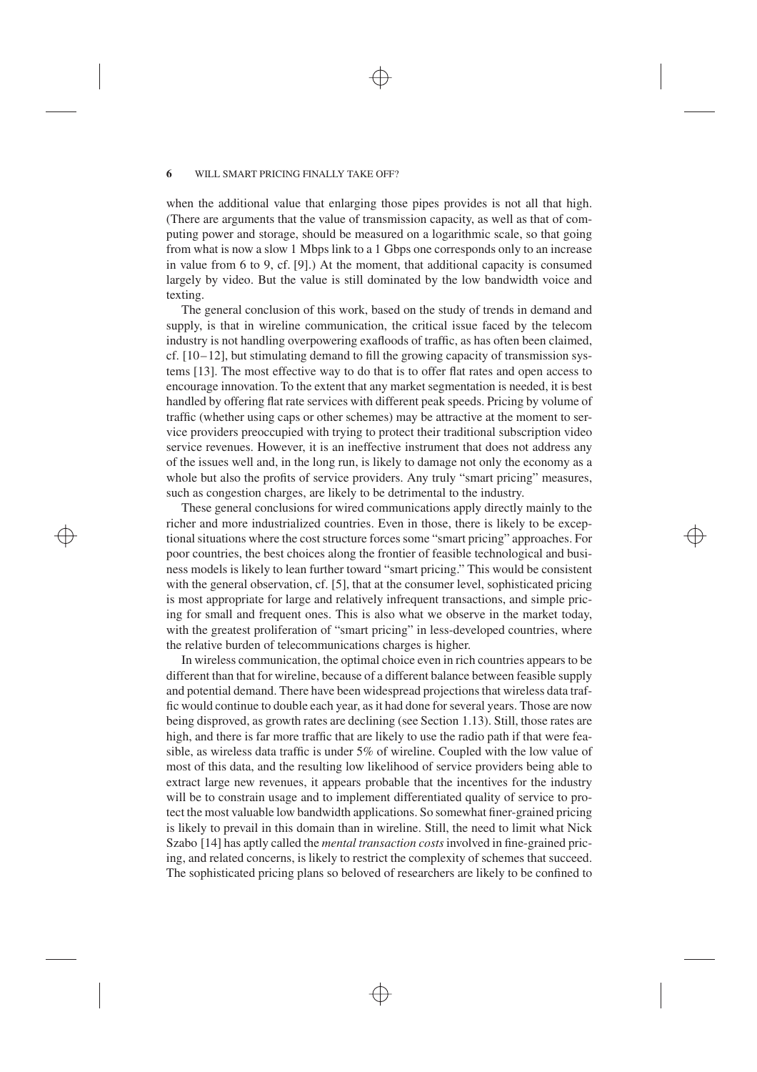when the additional value that enlarging those pipes provides is not all that high. (There are arguments that the value of transmission capacity, as well as that of computing power and storage, should be measured on a logarithmic scale, so that going from what is now a slow 1 Mbps link to a 1 Gbps one corresponds only to an increase in value from 6 to 9, cf. [9].) At the moment, that additional capacity is consumed largely by video. But the value is still dominated by the low bandwidth voice and texting.

The general conclusion of this work, based on the study of trends in demand and supply, is that in wireline communication, the critical issue faced by the telecom industry is not handling overpowering exafloods of traffic, as has often been claimed, cf. [10–12], but stimulating demand to fill the growing capacity of transmission systems [13]. The most effective way to do that is to offer flat rates and open access to encourage innovation. To the extent that any market segmentation is needed, it is best handled by offering flat rate services with different peak speeds. Pricing by volume of traffic (whether using caps or other schemes) may be attractive at the moment to service providers preoccupied with trying to protect their traditional subscription video service revenues. However, it is an ineffective instrument that does not address any of the issues well and, in the long run, is likely to damage not only the economy as a whole but also the profits of service providers. Any truly "smart pricing" measures, such as congestion charges, are likely to be detrimental to the industry.

These general conclusions for wired communications apply directly mainly to the richer and more industrialized countries. Even in those, there is likely to be exceptional situations where the cost structure forces some "smart pricing" approaches. For poor countries, the best choices along the frontier of feasible technological and business models is likely to lean further toward "smart pricing." This would be consistent with the general observation, cf. [5], that at the consumer level, sophisticated pricing is most appropriate for large and relatively infrequent transactions, and simple pricing for small and frequent ones. This is also what we observe in the market today, with the greatest proliferation of "smart pricing" in less-developed countries, where the relative burden of telecommunications charges is higher.

In wireless communication, the optimal choice even in rich countries appears to be different than that for wireline, because of a different balance between feasible supply and potential demand. There have been widespread projections that wireless data traffic would continue to double each year, as it had done for several years. Those are now being disproved, as growth rates are declining (see Section 1.13). Still, those rates are high, and there is far more traffic that are likely to use the radio path if that were feasible, as wireless data traffic is under 5% of wireline. Coupled with the low value of most of this data, and the resulting low likelihood of service providers being able to extract large new revenues, it appears probable that the incentives for the industry will be to constrain usage and to implement differentiated quality of service to protect the most valuable low bandwidth applications. So somewhat finer-grained pricing is likely to prevail in this domain than in wireline. Still, the need to limit what Nick Szabo [14] has aptly called the *mental transaction costs* involved in fine-grained pricing, and related concerns, is likely to restrict the complexity of schemes that succeed. The sophisticated pricing plans so beloved of researchers are likely to be confined to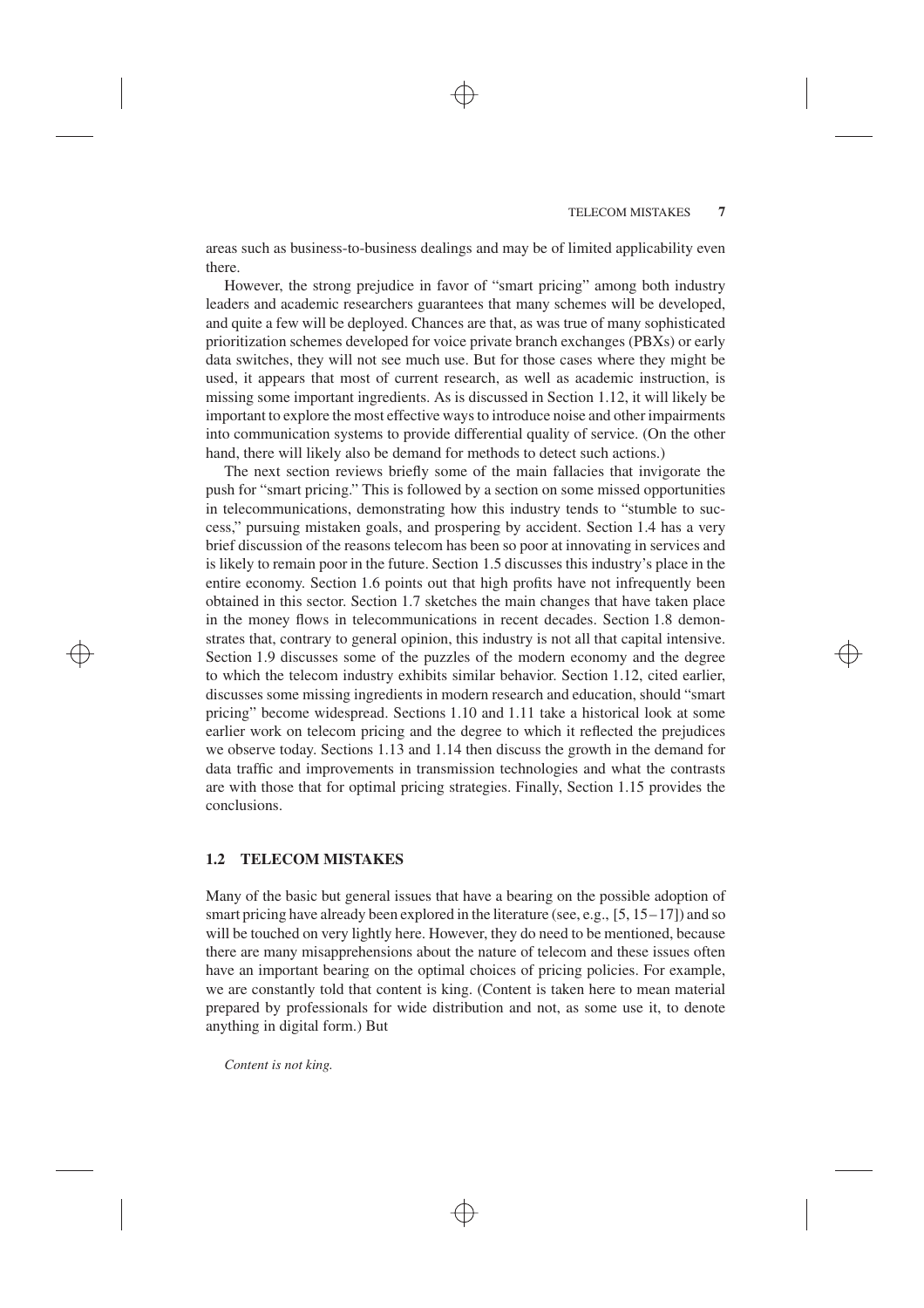areas such as business-to-business dealings and may be of limited applicability even there.

However, the strong prejudice in favor of "smart pricing" among both industry leaders and academic researchers guarantees that many schemes will be developed, and quite a few will be deployed. Chances are that, as was true of many sophisticated prioritization schemes developed for voice private branch exchanges (PBXs) or early data switches, they will not see much use. But for those cases where they might be used, it appears that most of current research, as well as academic instruction, is missing some important ingredients. As is discussed in Section 1.12, it will likely be important to explore the most effective ways to introduce noise and other impairments into communication systems to provide differential quality of service. (On the other hand, there will likely also be demand for methods to detect such actions.)

The next section reviews briefly some of the main fallacies that invigorate the push for "smart pricing." This is followed by a section on some missed opportunities in telecommunications, demonstrating how this industry tends to "stumble to success," pursuing mistaken goals, and prospering by accident. Section 1.4 has a very brief discussion of the reasons telecom has been so poor at innovating in services and is likely to remain poor in the future. Section 1.5 discusses this industry's place in the entire economy. Section 1.6 points out that high profits have not infrequently been obtained in this sector. Section 1.7 sketches the main changes that have taken place in the money flows in telecommunications in recent decades. Section 1.8 demonstrates that, contrary to general opinion, this industry is not all that capital intensive. Section 1.9 discusses some of the puzzles of the modern economy and the degree to which the telecom industry exhibits similar behavior. Section 1.12, cited earlier, discusses some missing ingredients in modern research and education, should "smart pricing" become widespread. Sections 1.10 and 1.11 take a historical look at some earlier work on telecom pricing and the degree to which it reflected the prejudices we observe today. Sections 1.13 and 1.14 then discuss the growth in the demand for data traffic and improvements in transmission technologies and what the contrasts are with those that for optimal pricing strategies. Finally, Section 1.15 provides the conclusions.

## 1.2 TELECOM MISTAKES

Many of the basic but general issues that have a bearing on the possible adoption of smart pricing have already been explored in the literature (see, e.g., [5, 15–17]) and so will be touched on very lightly here. However, they do need to be mentioned, because there are many misapprehensions about the nature of telecom and these issues often have an important bearing on the optimal choices of pricing policies. For example, we are constantly told that content is king. (Content is taken here to mean material prepared by professionals for wide distribution and not, as some use it, to denote anything in digital form.) But

*Content is not king.*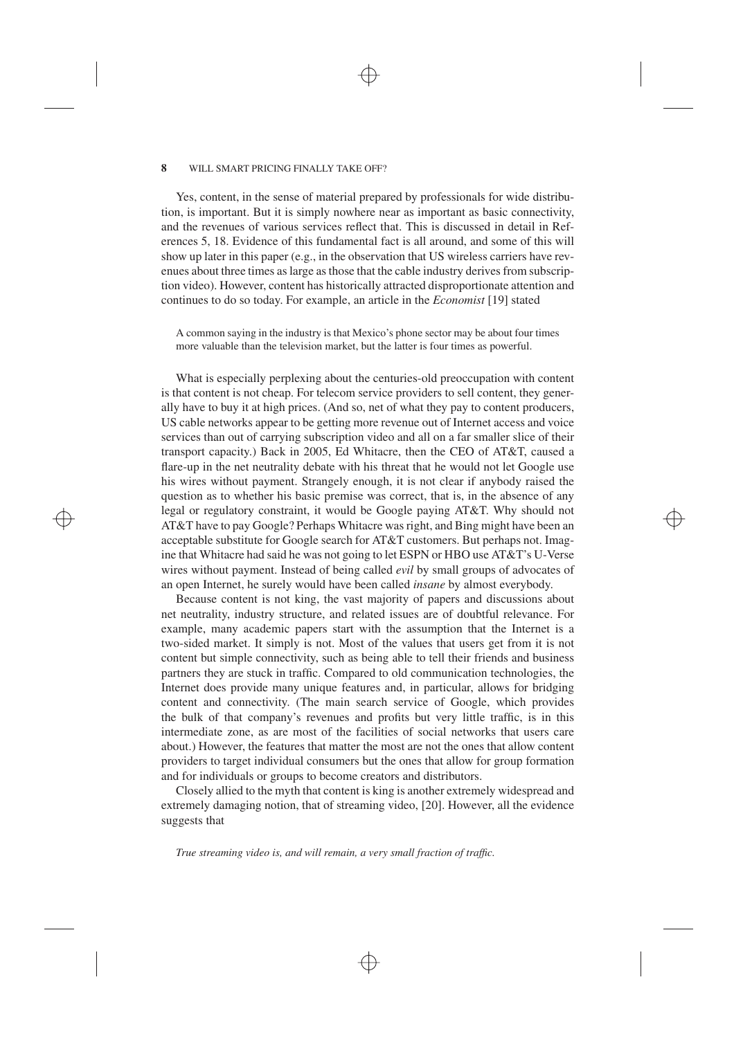Yes, content, in the sense of material prepared by professionals for wide distribution, is important. But it is simply nowhere near as important as basic connectivity, and the revenues of various services reflect that. This is discussed in detail in References 5, 18. Evidence of this fundamental fact is all around, and some of this will show up later in this paper (e.g., in the observation that US wireless carriers have revenues about three times as large as those that the cable industry derives from subscription video). However, content has historically attracted disproportionate attention and continues to do so today. For example, an article in the *Economist* [19] stated

> A common saying in the industry is that Mexico's phone sector may be about four times more valuable than the television market, but the latter is four times as powerful.

What is especially perplexing about the centuries-old preoccupation with content is that content is not cheap. For telecom service providers to sell content, they generally have to buy it at high prices. (And so, net of what they pay to content producers, US cable networks appear to be getting more revenue out of Internet access and voice services than out of carrying subscription video and all on a far smaller slice of their transport capacity.) Back in 2005, Ed Whitacre, then the CEO of AT&T, caused a flare-up in the net neutrality debate with his threat that he would not let Google use his wires without payment. Strangely enough, it is not clear if anybody raised the question as to whether his basic premise was correct, that is, in the absence of any legal or regulatory constraint, it would be Google paying AT&T. Why should not AT&T have to pay Google? Perhaps Whitacre was right, and Bing might have been an acceptable substitute for Google search for AT&T customers. But perhaps not. Imagine that Whitacre had said he was not going to let ESPN or HBO use AT&T's U-Verse wires without payment. Instead of being called *evil* by small groups of advocates of an open Internet, he surely would have been called *insane* by almost everybody.

Because content is not king, the vast majority of papers and discussions about net neutrality, industry structure, and related issues are of doubtful relevance. For example, many academic papers start with the assumption that the Internet is a two-sided market. It simply is not. Most of the values that users get from it is not content but simple connectivity, such as being able to tell their friends and business partners they are stuck in traffic. Compared to old communication technologies, the Internet does provide many unique features and, in particular, allows for bridging content and connectivity. (The main search service of Google, which provides the bulk of that company's revenues and profits but very little traffic, is in this intermediate zone, as are most of the facilities of social networks that users care about.) However, the features that matter the most are not the ones that allow content providers to target individual consumers but the ones that allow for group formation and for individuals or groups to become creators and distributors.

Closely allied to the myth that content is king is another extremely widespread and extremely damaging notion, that of streaming video, [20]. However, all the evidence suggests that

*True streaming video is, and will remain, a very small fraction of traffic.*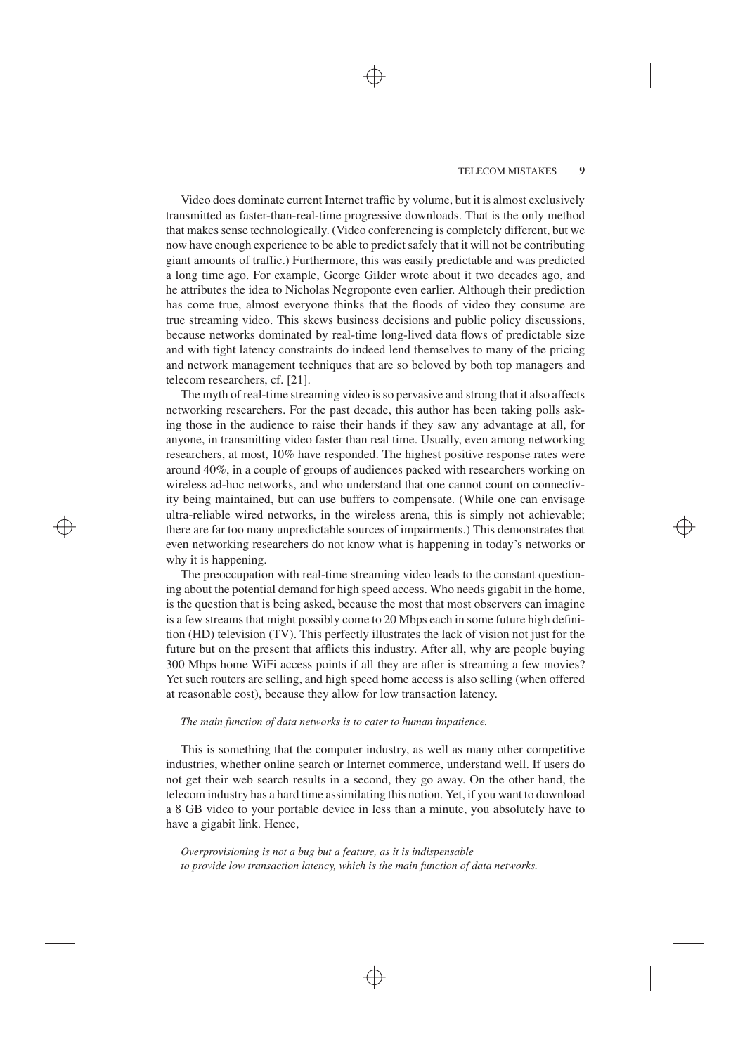Video does dominate current Internet traffic by volume, but it is almost exclusively transmitted as faster-than-real-time progressive downloads. That is the only method that makes sense technologically. (Video conferencing is completely different, but we now have enough experience to be able to predict safely that it will not be contributing giant amounts of traffic.) Furthermore, this was easily predictable and was predicted a long time ago. For example, George Gilder wrote about it two decades ago, and he attributes the idea to Nicholas Negroponte even earlier. Although their prediction has come true, almost everyone thinks that the floods of video they consume are true streaming video. This skews business decisions and public policy discussions, because networks dominated by real-time long-lived data flows of predictable size and with tight latency constraints do indeed lend themselves to many of the pricing and network management techniques that are so beloved by both top managers and telecom researchers, cf. [21].

The myth of real-time streaming video is so pervasive and strong that it also affects networking researchers. For the past decade, this author has been taking polls asking those in the audience to raise their hands if they saw any advantage at all, for anyone, in transmitting video faster than real time. Usually, even among networking researchers, at most, 10% have responded. The highest positive response rates were around 40%, in a couple of groups of audiences packed with researchers working on wireless ad-hoc networks, and who understand that one cannot count on connectivity being maintained, but can use buffers to compensate. (While one can envisage ultra-reliable wired networks, in the wireless arena, this is simply not achievable; there are far too many unpredictable sources of impairments.) This demonstrates that even networking researchers do not know what is happening in today's networks or why it is happening.

The preoccupation with real-time streaming video leads to the constant questioning about the potential demand for high speed access. Who needs gigabit in the home, is the question that is being asked, because the most that most observers can imagine is a few streams that might possibly come to 20 Mbps each in some future high definition (HD) television (TV). This perfectly illustrates the lack of vision not just for the future but on the present that afflicts this industry. After all, why are people buying 300 Mbps home WiFi access points if all they are after is streaming a few movies? Yet such routers are selling, and high speed home access is also selling (when offered at reasonable cost), because they allow for low transaction latency.

*The main function of data networks is to cater to human impatience.*

This is something that the computer industry, as well as many other competitive industries, whether online search or Internet commerce, understand well. If users do not get their web search results in a second, they go away. On the other hand, the telecom industry has a hard time assimilating this notion. Yet, if you want to download a 8 GB video to your portable device in less than a minute, you absolutely have to have a gigabit link. Hence,

*Overprovisioning is not a bug but a feature, as it is indispensable to provide low transaction latency, which is the main function of data networks.*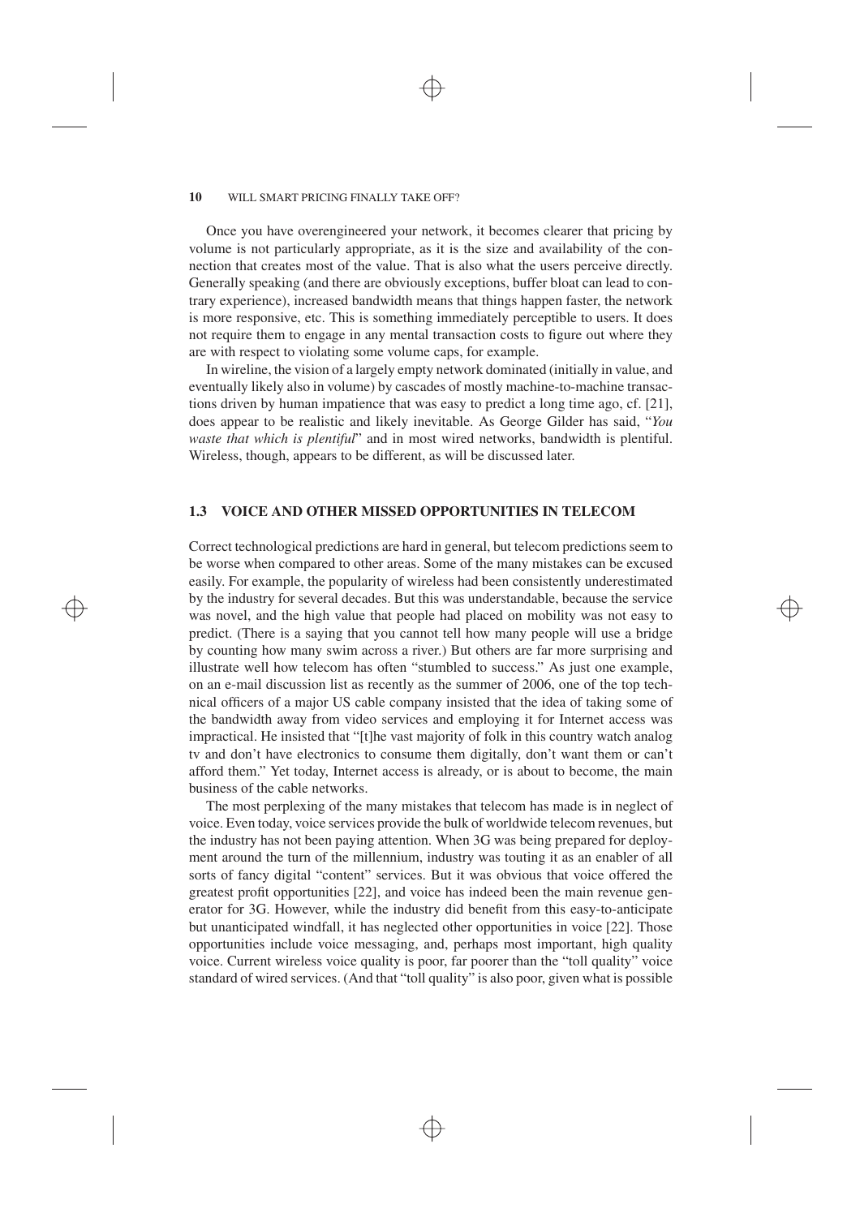Once you have overengineered your network, it becomes clearer that pricing by volume is not particularly appropriate, as it is the size and availability of the connection that creates most of the value. That is also what the users perceive directly. Generally speaking (and there are obviously exceptions, buffer bloat can lead to contrary experience), increased bandwidth means that things happen faster, the network is more responsive, etc. This is something immediately perceptible to users. It does not require them to engage in any mental transaction costs to figure out where they are with respect to violating some volume caps, for example.

In wireline, the vision of a largely empty network dominated (initially in value, and eventually likely also in volume) by cascades of mostly machine-to-machine transactions driven by human impatience that was easy to predict a long time ago, cf. [21], does appear to be realistic and likely inevitable. As George Gilder has said, "*You waste that which is plentiful*" and in most wired networks, bandwidth is plentiful. Wireless, though, appears to be different, as will be discussed later.

## 1.3 VOICE AND OTHER MISSED OPPORTUNITIES IN TELECOM

Correct technological predictions are hard in general, but telecom predictions seem to be worse when compared to other areas. Some of the many mistakes can be excused easily. For example, the popularity of wireless had been consistently underestimated by the industry for several decades. But this was understandable, because the service was novel, and the high value that people had placed on mobility was not easy to predict. (There is a saying that you cannot tell how many people will use a bridge by counting how many swim across a river.) But others are far more surprising and illustrate well how telecom has often "stumbled to success." As just one example, on an e-mail discussion list as recently as the summer of 2006, one of the top technical officers of a major US cable company insisted that the idea of taking some of the bandwidth away from video services and employing it for Internet access was impractical. He insisted that "[t]he vast majority of folk in this country watch analog tv and don't have electronics to consume them digitally, don't want them or can't afford them." Yet today, Internet access is already, or is about to become, the main business of the cable networks.

The most perplexing of the many mistakes that telecom has made is in neglect of voice. Even today, voice services provide the bulk of worldwide telecom revenues, but the industry has not been paying attention. When 3G was being prepared for deployment around the turn of the millennium, industry was touting it as an enabler of all sorts of fancy digital "content" services. But it was obvious that voice offered the greatest profit opportunities [22], and voice has indeed been the main revenue generator for 3G. However, while the industry did benefit from this easy-to-anticipate but unanticipated windfall, it has neglected other opportunities in voice [22]. Those opportunities include voice messaging, and, perhaps most important, high quality voice. Current wireless voice quality is poor, far poorer than the "toll quality" voice standard of wired services. (And that "toll quality" is also poor, given what is possible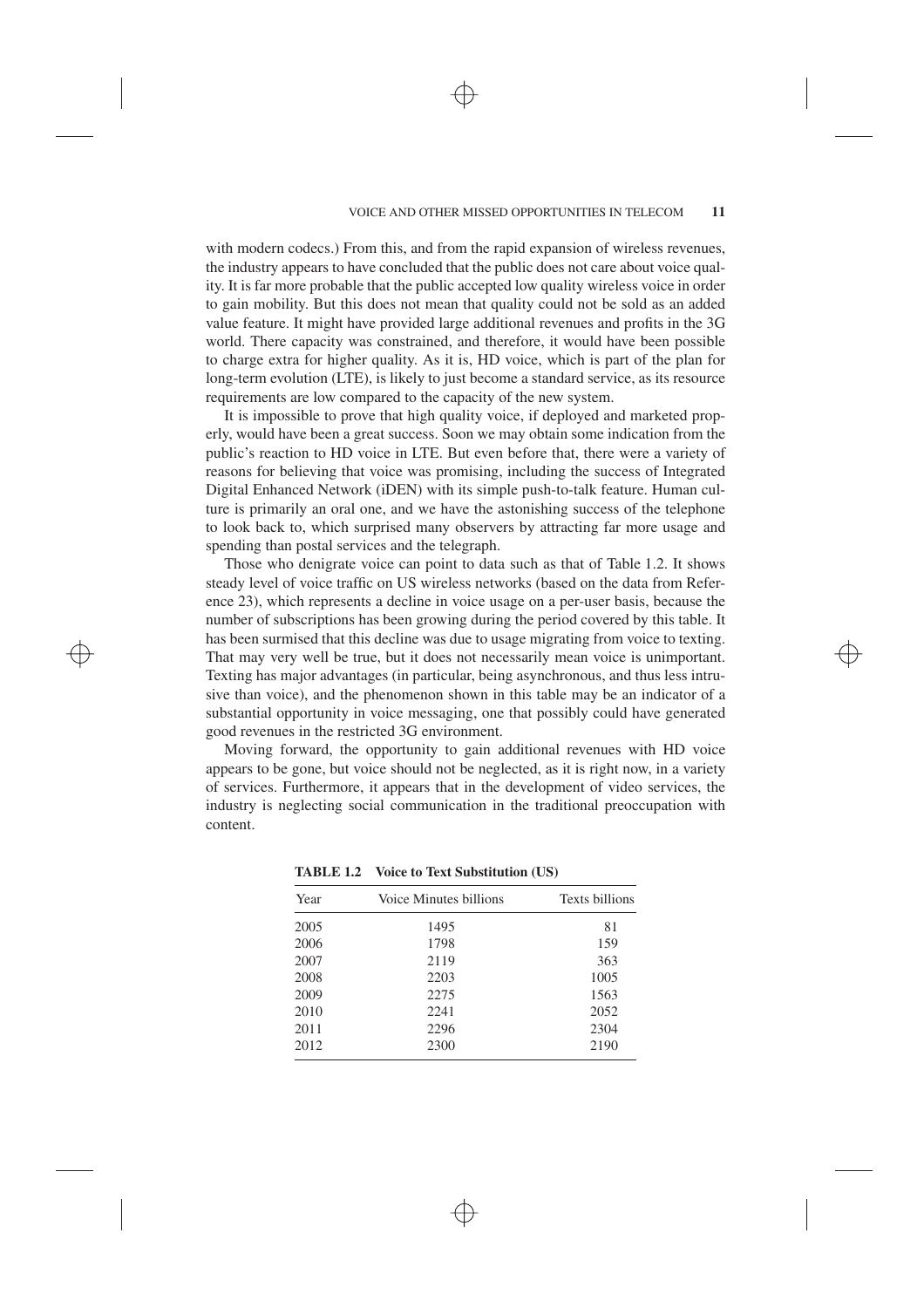with modern codecs.) From this, and from the rapid expansion of wireless revenues, the industry appears to have concluded that the public does not care about voice quality. It is far more probable that the public accepted low quality wireless voice in order to gain mobility. But this does not mean that quality could not be sold as an added value feature. It might have provided large additional revenues and profits in the 3G world. There capacity was constrained, and therefore, it would have been possible to charge extra for higher quality. As it is, HD voice, which is part of the plan for long-term evolution (LTE), is likely to just become a standard service, as its resource requirements are low compared to the capacity of the new system.

It is impossible to prove that high quality voice, if deployed and marketed properly, would have been a great success. Soon we may obtain some indication from the public's reaction to HD voice in LTE. But even before that, there were a variety of reasons for believing that voice was promising, including the success of Integrated Digital Enhanced Network (iDEN) with its simple push-to-talk feature. Human culture is primarily an oral one, and we have the astonishing success of the telephone to look back to, which surprised many observers by attracting far more usage and spending than postal services and the telegraph.

Those who denigrate voice can point to data such as that of Table 1.2. It shows steady level of voice traffic on US wireless networks (based on the data from Reference 23), which represents a decline in voice usage on a per-user basis, because the number of subscriptions has been growing during the period covered by this table. It has been surmised that this decline was due to usage migrating from voice to texting. That may very well be true, but it does not necessarily mean voice is unimportant. Texting has major advantages (in particular, being asynchronous, and thus less intrusive than voice), and the phenomenon shown in this table may be an indicator of a substantial opportunity in voice messaging, one that possibly could have generated good revenues in the restricted 3G environment.

Moving forward, the opportunity to gain additional revenues with HD voice appears to be gone, but voice should not be neglected, as it is right now, in a variety of services. Furthermore, it appears that in the development of video services, the industry is neglecting social communication in the traditional preoccupation with content.

**TABLE 1.2 Voice to Text Substitution (US)**

| Year | Voice Minutes billions | Texts billions |
|---|---|---|
| 2005 | 1495 | 81 |
| 2006 | 1798 | 159 |
| 2007 | 2119 | 363 |
| 2008 | 2203 | 1005 |
| 2009 | 2275 | 1563 |
| 2010 | 2241 | 2052 |
| 2011 | 2296 | 2304 |
| 2012 | 2300 | 2190 |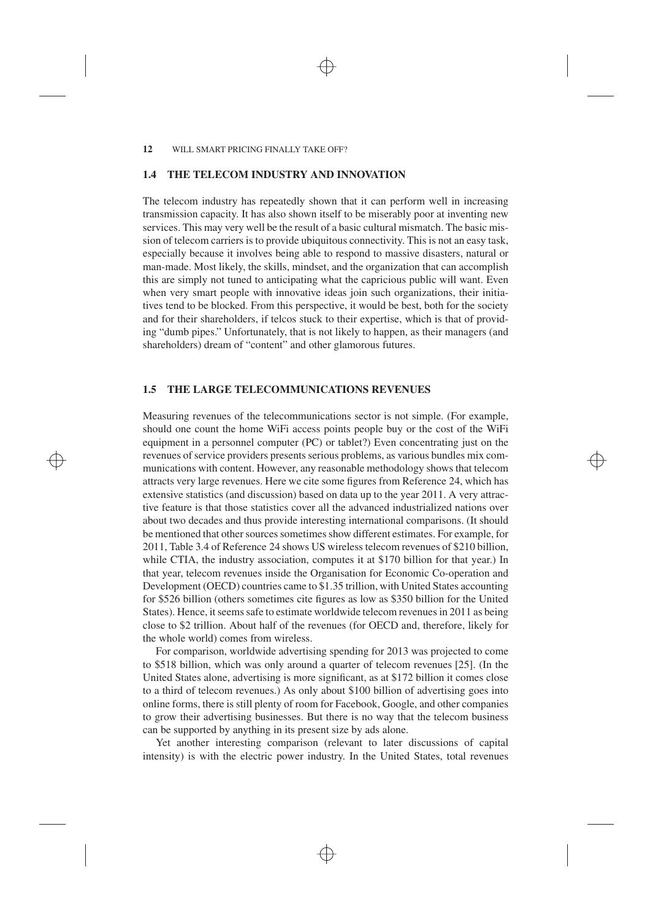## 1.4 THE TELECOM INDUSTRY AND INNOVATION

The telecom industry has repeatedly shown that it can perform well in increasing transmission capacity. It has also shown itself to be miserably poor at inventing new services. This may very well be the result of a basic cultural mismatch. The basic mission of telecom carriers is to provide ubiquitous connectivity. This is not an easy task, especially because it involves being able to respond to massive disasters, natural or man-made. Most likely, the skills, mindset, and the organization that can accomplish this are simply not tuned to anticipating what the capricious public will want. Even when very smart people with innovative ideas join such organizations, their initiatives tend to be blocked. From this perspective, it would be best, both for the society and for their shareholders, if telcos stuck to their expertise, which is that of providing "dumb pipes." Unfortunately, that is not likely to happen, as their managers (and shareholders) dream of "content" and other glamorous futures.

## 1.5 THE LARGE TELECOMMUNICATIONS REVENUES

Measuring revenues of the telecommunications sector is not simple. (For example, should one count the home WiFi access points people buy or the cost of the WiFi equipment in a personnel computer (PC) or tablet?) Even concentrating just on the revenues of service providers presents serious problems, as various bundles mix communications with content. However, any reasonable methodology shows that telecom attracts very large revenues. Here we cite some figures from Reference 24, which has extensive statistics (and discussion) based on data up to the year 2011. A very attractive feature is that those statistics cover all the advanced industrialized nations over about two decades and thus provide interesting international comparisons. (It should be mentioned that other sources sometimes show different estimates. For example, for 2011, Table 3.4 of Reference 24 shows US wireless telecom revenues of $210 billion, while CTIA, the industry association, computes it at $170 billion for that year.) In that year, telecom revenues inside the Organisation for Economic Co-operation and Development (OECD) countries came to $1.35 trillion, with United States accounting for $526 billion (others sometimes cite figures as low as $350 billion for the United States). Hence, it seems safe to estimate worldwide telecom revenues in 2011 as being close to $2 trillion. About half of the revenues (for OECD and, therefore, likely for the whole world) comes from wireless.

For comparison, worldwide advertising spending for 2013 was projected to come to $518 billion, which was only around a quarter of telecom revenues [25]. (In the United States alone, advertising is more significant, as at $172 billion it comes close to a third of telecom revenues.) As only about $100 billion of advertising goes into online forms, there is still plenty of room for Facebook, Google, and other companies to grow their advertising businesses. But there is no way that the telecom business can be supported by anything in its present size by ads alone.

Yet another interesting comparison (relevant to later discussions of capital intensity) is with the electric power industry. In the United States, total revenues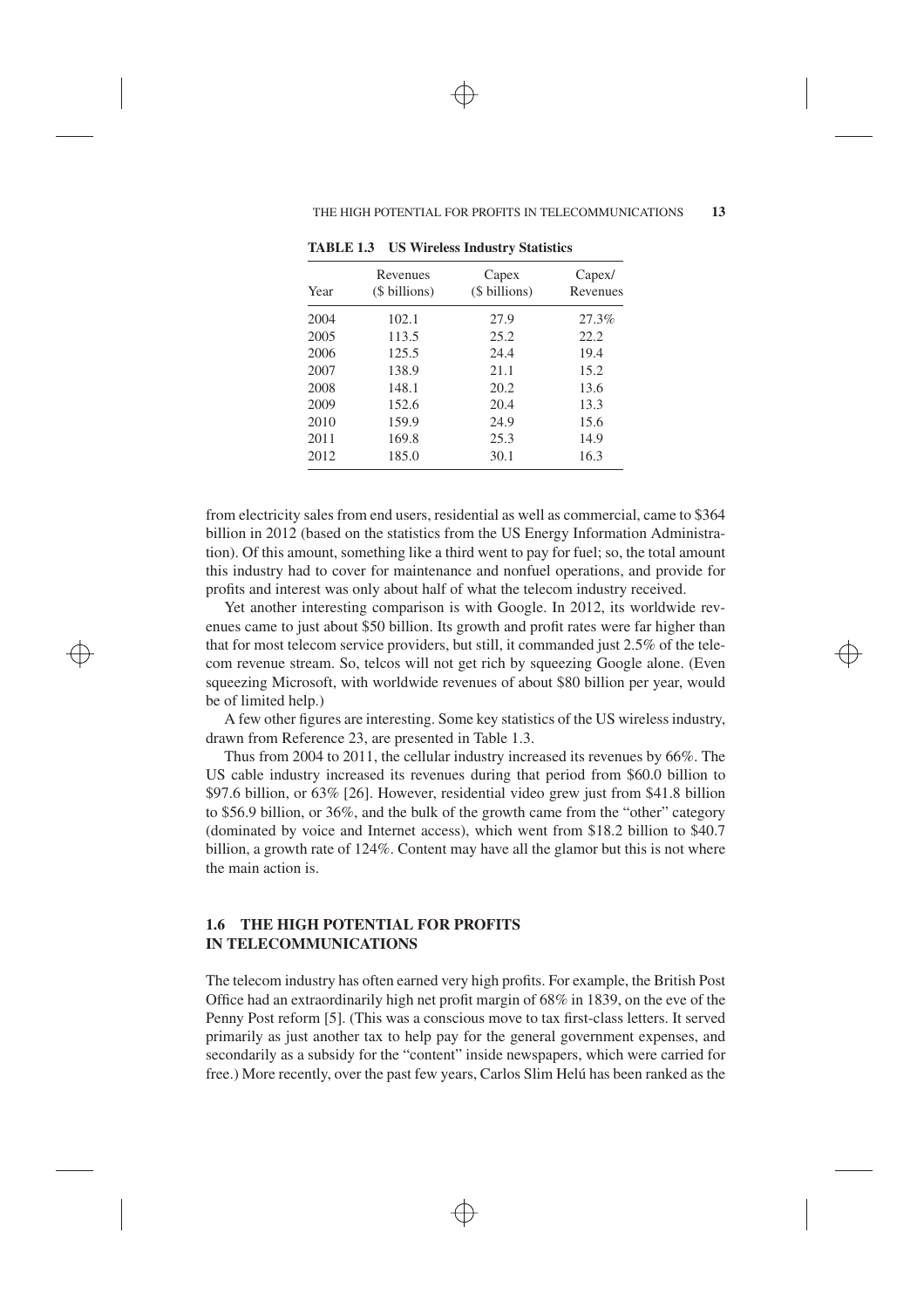**TABLE 1.3 US Wireless Industry Statistics**

| Year | Revenues ($ billions) | Capex ($ billions) | Capex/ Revenues |
|---|---|---|---|
| 2004 | 102.1 | 27.9 | 27.3% |
| 2005 | 113.5 | 25.2 | 22.2 |
| 2006 | 125.5 | 24.4 | 19.4 |
| 2007 | 138.9 | 21.1 | 15.2 |
| 2008 | 148.1 | 20.2 | 13.6 |
| 2009 | 152.6 | 20.4 | 13.3 |
| 2010 | 159.9 | 24.9 | 15.6 |
| 2011 | 169.8 | 25.3 | 14.9 |
| 2012 | 185.0 | 30.1 | 16.3 |

from electricity sales from end users, residential as well as commercial, came to $364 billion in 2012 (based on the statistics from the US Energy Information Administration). Of this amount, something like a third went to pay for fuel; so, the total amount this industry had to cover for maintenance and nonfuel operations, and provide for profits and interest was only about half of what the telecom industry received.

Yet another interesting comparison is with Google. In 2012, its worldwide revenues came to just about $50 billion. Its growth and profit rates were far higher than that for most telecom service providers, but still, it commanded just 2.5% of the telecom revenue stream. So, telcos will not get rich by squeezing Google alone. (Even squeezing Microsoft, with worldwide revenues of about $80 billion per year, would be of limited help.)

A few other figures are interesting. Some key statistics of the US wireless industry, drawn from Reference 23, are presented in Table 1.3.

Thus from 2004 to 2011, the cellular industry increased its revenues by 66%. The US cable industry increased its revenues during that period from $60.0 billion to $97.6 billion, or 63% [26]. However, residential video grew just from $41.8 billion to $56.9 billion, or 36%, and the bulk of the growth came from the "other" category (dominated by voice and Internet access), which went from $18.2 billion to $40.7 billion, a growth rate of 124%. Content may have all the glamor but this is not where the main action is.

## 1.6 THE HIGH POTENTIAL FOR PROFITS IN TELECOMMUNICATIONS

The telecom industry has often earned very high profits. For example, the British Post Office had an extraordinarily high net profit margin of 68% in 1839, on the eve of the Penny Post reform [5]. (This was a conscious move to tax first-class letters. It served primarily as just another tax to help pay for the general government expenses, and secondarily as a subsidy for the "content" inside newspapers, which were carried for free.) More recently, over the past few years, Carlos Slim Helú has been ranked as the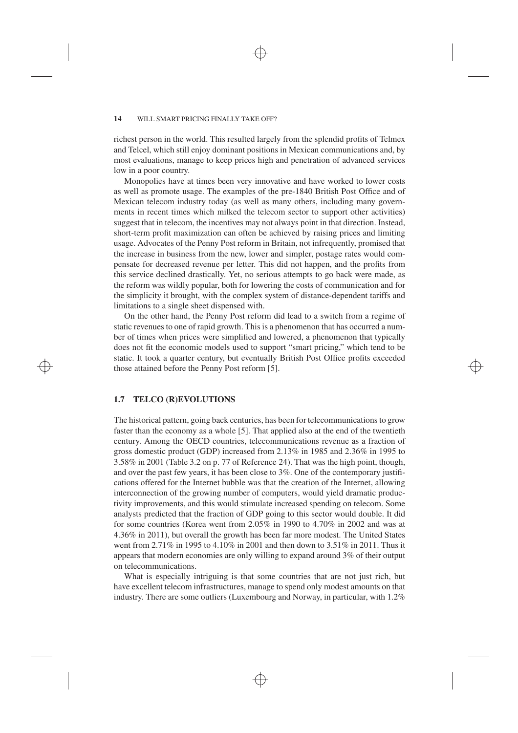richest person in the world. This resulted largely from the splendid profits of Telmex and Telcel, which still enjoy dominant positions in Mexican communications and, by most evaluations, manage to keep prices high and penetration of advanced services low in a poor country.

Monopolies have at times been very innovative and have worked to lower costs as well as promote usage. The examples of the pre-1840 British Post Office and of Mexican telecom industry today (as well as many others, including many governments in recent times which milked the telecom sector to support other activities) suggest that in telecom, the incentives may not always point in that direction. Instead, short-term profit maximization can often be achieved by raising prices and limiting usage. Advocates of the Penny Post reform in Britain, not infrequently, promised that the increase in business from the new, lower and simpler, postage rates would compensate for decreased revenue per letter. This did not happen, and the profits from this service declined drastically. Yet, no serious attempts to go back were made, as the reform was wildly popular, both for lowering the costs of communication and for the simplicity it brought, with the complex system of distance-dependent tariffs and limitations to a single sheet dispensed with.

On the other hand, the Penny Post reform did lead to a switch from a regime of static revenues to one of rapid growth. This is a phenomenon that has occurred a number of times when prices were simplified and lowered, a phenomenon that typically does not fit the economic models used to support "smart pricing," which tend to be static. It took a quarter century, but eventually British Post Office profits exceeded those attained before the Penny Post reform [5].

## 1.7 TELCO (R)EVOLUTIONS

The historical pattern, going back centuries, has been for telecommunications to grow faster than the economy as a whole [5]. That applied also at the end of the twentieth century. Among the OECD countries, telecommunications revenue as a fraction of gross domestic product (GDP) increased from 2.13% in 1985 and 2.36% in 1995 to 3.58% in 2001 (Table 3.2 on p. 77 of Reference 24). That was the high point, though, and over the past few years, it has been close to 3%. One of the contemporary justifications offered for the Internet bubble was that the creation of the Internet, allowing interconnection of the growing number of computers, would yield dramatic productivity improvements, and this would stimulate increased spending on telecom. Some analysts predicted that the fraction of GDP going to this sector would double. It did for some countries (Korea went from 2.05% in 1990 to 4.70% in 2002 and was at 4.36% in 2011), but overall the growth has been far more modest. The United States went from 2.71% in 1995 to 4.10% in 2001 and then down to 3.51% in 2011. Thus it appears that modern economies are only willing to expand around 3% of their output on telecommunications.

What is especially intriguing is that some countries that are not just rich, but have excellent telecom infrastructures, manage to spend only modest amounts on that industry. There are some outliers (Luxembourg and Norway, in particular, with 1.2%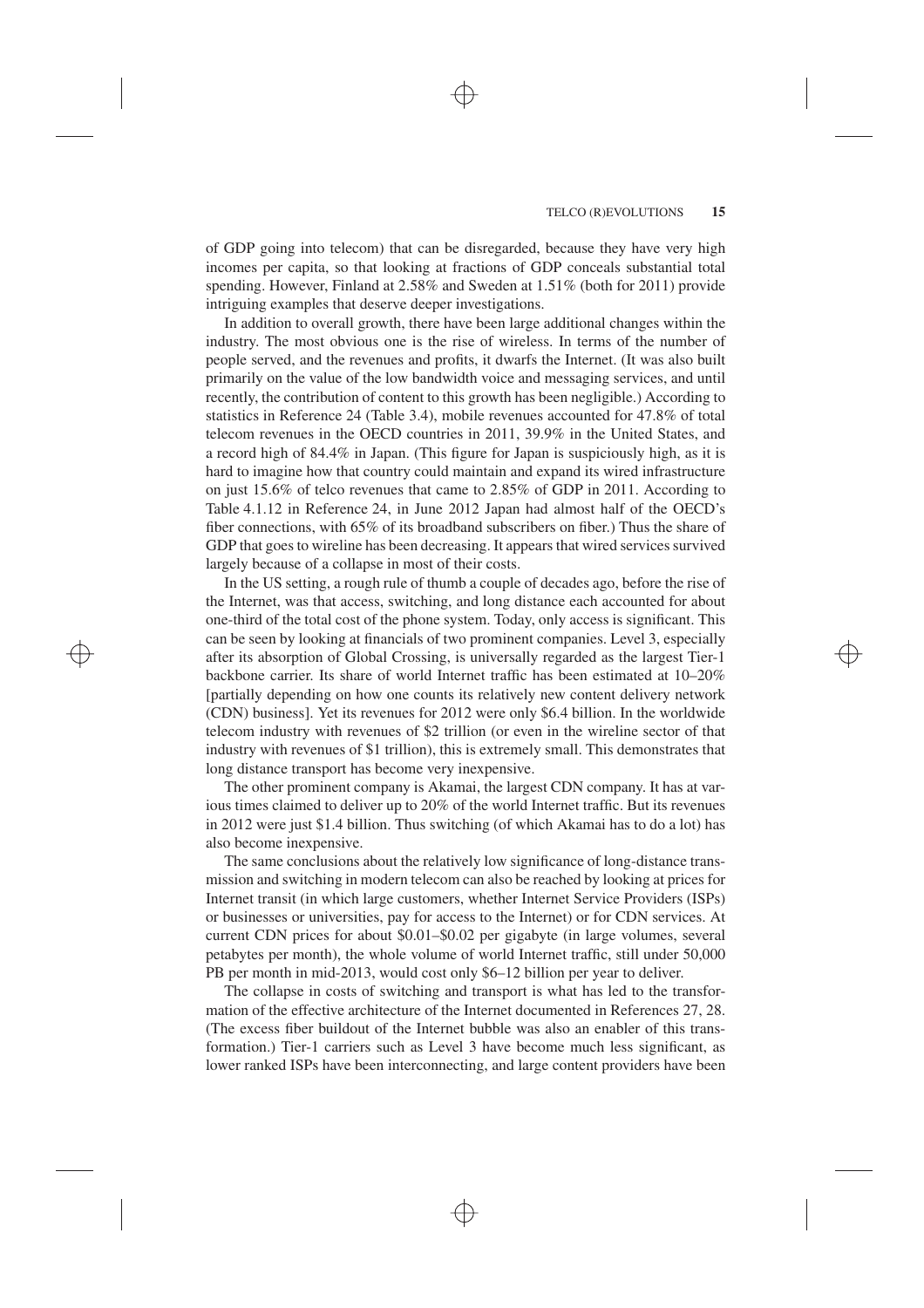of GDP going into telecom) that can be disregarded, because they have very high incomes per capita, so that looking at fractions of GDP conceals substantial total spending. However, Finland at 2.58% and Sweden at 1.51% (both for 2011) provide intriguing examples that deserve deeper investigations.

In addition to overall growth, there have been large additional changes within the industry. The most obvious one is the rise of wireless. In terms of the number of people served, and the revenues and profits, it dwarfs the Internet. (It was also built primarily on the value of the low bandwidth voice and messaging services, and until recently, the contribution of content to this growth has been negligible.) According to statistics in Reference 24 (Table 3.4), mobile revenues accounted for 47.8% of total telecom revenues in the OECD countries in 2011, 39.9% in the United States, and a record high of 84.4% in Japan. (This figure for Japan is suspiciously high, as it is hard to imagine how that country could maintain and expand its wired infrastructure on just 15.6% of telco revenues that came to 2.85% of GDP in 2011. According to Table 4.1.12 in Reference 24, in June 2012 Japan had almost half of the OECD's fiber connections, with 65% of its broadband subscribers on fiber.) Thus the share of GDP that goes to wireline has been decreasing. It appears that wired services survived largely because of a collapse in most of their costs.

In the US setting, a rough rule of thumb a couple of decades ago, before the rise of the Internet, was that access, switching, and long distance each accounted for about one-third of the total cost of the phone system. Today, only access is significant. This can be seen by looking at financials of two prominent companies. Level 3, especially after its absorption of Global Crossing, is universally regarded as the largest Tier-1 backbone carrier. Its share of world Internet traffic has been estimated at 10–20% [partially depending on how one counts its relatively new content delivery network (CDN) business]. Yet its revenues for 2012 were only $6.4 billion. In the worldwide telecom industry with revenues of $2 trillion (or even in the wireline sector of that industry with revenues of $1 trillion), this is extremely small. This demonstrates that long distance transport has become very inexpensive.

The other prominent company is Akamai, the largest CDN company. It has at various times claimed to deliver up to 20% of the world Internet traffic. But its revenues in 2012 were just $1.4 billion. Thus switching (of which Akamai has to do a lot) has also become inexpensive.

The same conclusions about the relatively low significance of long-distance transmission and switching in modern telecom can also be reached by looking at prices for Internet transit (in which large customers, whether Internet Service Providers (ISPs) or businesses or universities, pay for access to the Internet) or for CDN services. At current CDN prices for about $0.01–$0.02 per gigabyte (in large volumes, several petabytes per month), the whole volume of world Internet traffic, still under 50,000 PB per month in mid-2013, would cost only $6–12 billion per year to deliver.

The collapse in costs of switching and transport is what has led to the transformation of the effective architecture of the Internet documented in References 27, 28. (The excess fiber buildout of the Internet bubble was also an enabler of this transformation.) Tier-1 carriers such as Level 3 have become much less significant, as lower ranked ISPs have been interconnecting, and large content providers have been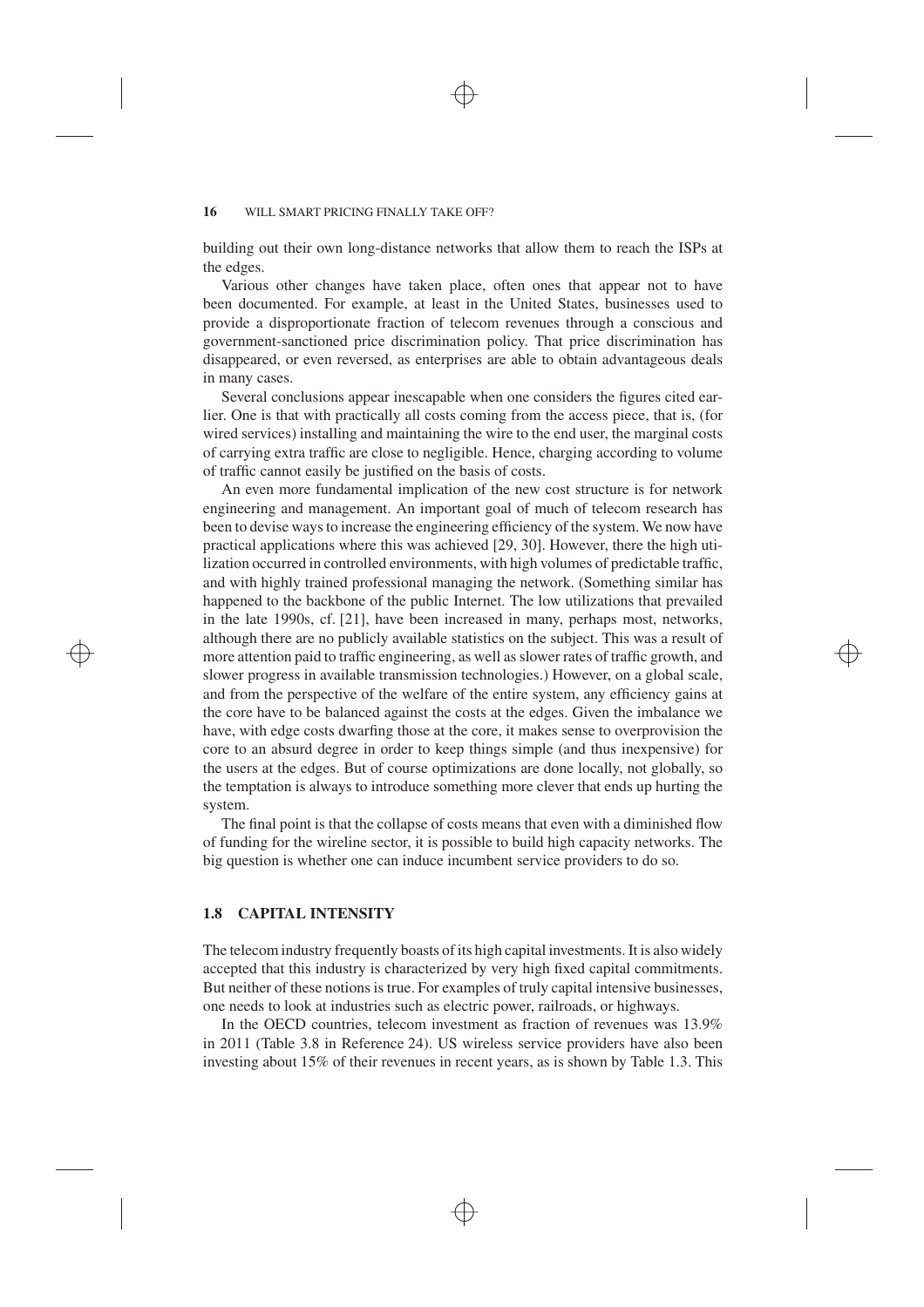building out their own long-distance networks that allow them to reach the ISPs at the edges.

Various other changes have taken place, often ones that appear not to have been documented. For example, at least in the United States, businesses used to provide a disproportionate fraction of telecom revenues through a conscious and government-sanctioned price discrimination policy. That price discrimination has disappeared, or even reversed, as enterprises are able to obtain advantageous deals in many cases.

Several conclusions appear inescapable when one considers the figures cited earlier. One is that with practically all costs coming from the access piece, that is, (for wired services) installing and maintaining the wire to the end user, the marginal costs of carrying extra traffic are close to negligible. Hence, charging according to volume of traffic cannot easily be justified on the basis of costs.

An even more fundamental implication of the new cost structure is for network engineering and management. An important goal of much of telecom research has been to devise ways to increase the engineering efficiency of the system. We now have practical applications where this was achieved [29, 30]. However, there the high utilization occurred in controlled environments, with high volumes of predictable traffic, and with highly trained professional managing the network. (Something similar has happened to the backbone of the public Internet. The low utilizations that prevailed in the late 1990s, cf. [21], have been increased in many, perhaps most, networks, although there are no publicly available statistics on the subject. This was a result of more attention paid to traffic engineering, as well as slower rates of traffic growth, and slower progress in available transmission technologies.) However, on a global scale, and from the perspective of the welfare of the entire system, any efficiency gains at the core have to be balanced against the costs at the edges. Given the imbalance we have, with edge costs dwarfing those at the core, it makes sense to overprovision the core to an absurd degree in order to keep things simple (and thus inexpensive) for the users at the edges. But of course optimizations are done locally, not globally, so the temptation is always to introduce something more clever that ends up hurting the system.

The final point is that the collapse of costs means that even with a diminished flow of funding for the wireline sector, it is possible to build high capacity networks. The big question is whether one can induce incumbent service providers to do so.

## 1.8 CAPITAL INTENSITY

The telecom industry frequently boasts of its high capital investments. It is also widely accepted that this industry is characterized by very high fixed capital commitments. But neither of these notions is true. For examples of truly capital intensive businesses, one needs to look at industries such as electric power, railroads, or highways.

In the OECD countries, telecom investment as fraction of revenues was 13.9% in 2011 (Table 3.8 in Reference 24). US wireless service providers have also been investing about 15% of their revenues in recent years, as is shown by Table 1.3. This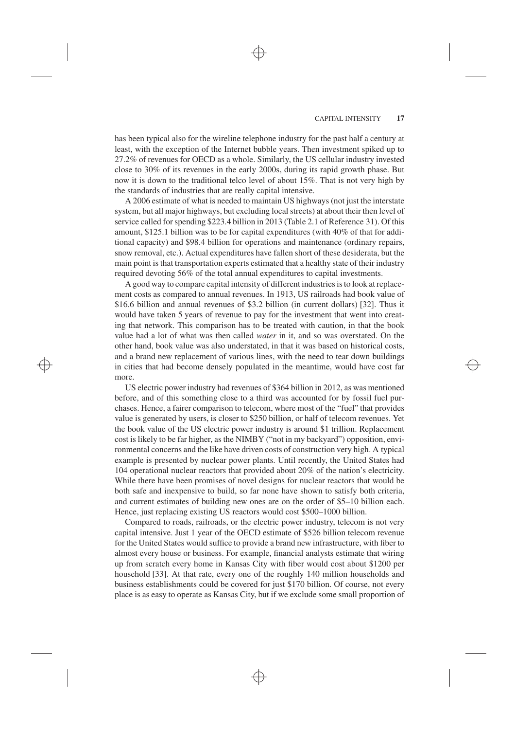has been typical also for the wireline telephone industry for the past half a century at least, with the exception of the Internet bubble years. Then investment spiked up to 27.2% of revenues for OECD as a whole. Similarly, the US cellular industry invested close to 30% of its revenues in the early 2000s, during its rapid growth phase. But now it is down to the traditional telco level of about 15%. That is not very high by the standards of industries that are really capital intensive.

A 2006 estimate of what is needed to maintain US highways (not just the interstate system, but all major highways, but excluding local streets) at about their then level of service called for spending \$223.4 billion in 2013 (Table 2.1 of Reference 31). Of this amount, \$125.1 billion was to be for capital expenditures (with 40% of that for additional capacity) and \$98.4 billion for operations and maintenance (ordinary repairs, snow removal, etc.). Actual expenditures have fallen short of these desiderata, but the main point is that transportation experts estimated that a healthy state of their industry required devoting 56% of the total annual expenditures to capital investments.

A good way to compare capital intensity of different industries is to look at replacement costs as compared to annual revenues. In 1913, US railroads had book value of \$16.6 billion and annual revenues of \$3.2 billion (in current dollars) [32]. Thus it would have taken 5 years of revenue to pay for the investment that went into creating that network. This comparison has to be treated with caution, in that the book value had a lot of what was then called *water* in it, and so was overstated. On the other hand, book value was also understated, in that it was based on historical costs, and a brand new replacement of various lines, with the need to tear down buildings in cities that had become densely populated in the meantime, would have cost far more.

US electric power industry had revenues of \$364 billion in 2012, as was mentioned before, and of this something close to a third was accounted for by fossil fuel purchases. Hence, a fairer comparison to telecom, where most of the "fuel" that provides value is generated by users, is closer to \$250 billion, or half of telecom revenues. Yet the book value of the US electric power industry is around \$1 trillion. Replacement cost is likely to be far higher, as the NIMBY ("not in my backyard") opposition, environmental concerns and the like have driven costs of construction very high. A typical example is presented by nuclear power plants. Until recently, the United States had 104 operational nuclear reactors that provided about 20% of the nation's electricity. While there have been promises of novel designs for nuclear reactors that would be both safe and inexpensive to build, so far none have shown to satisfy both criteria, and current estimates of building new ones are on the order of \$5–10 billion each. Hence, just replacing existing US reactors would cost \$500–1000 billion.

Compared to roads, railroads, or the electric power industry, telecom is not very capital intensive. Just 1 year of the OECD estimate of \$526 billion telecom revenue for the United States would suffice to provide a brand new infrastructure, with fiber to almost every house or business. For example, financial analysts estimate that wiring up from scratch every home in Kansas City with fiber would cost about \$1200 per household [33]. At that rate, every one of the roughly 140 million households and business establishments could be covered for just \$170 billion. Of course, not every place is as easy to operate as Kansas City, but if we exclude some small proportion of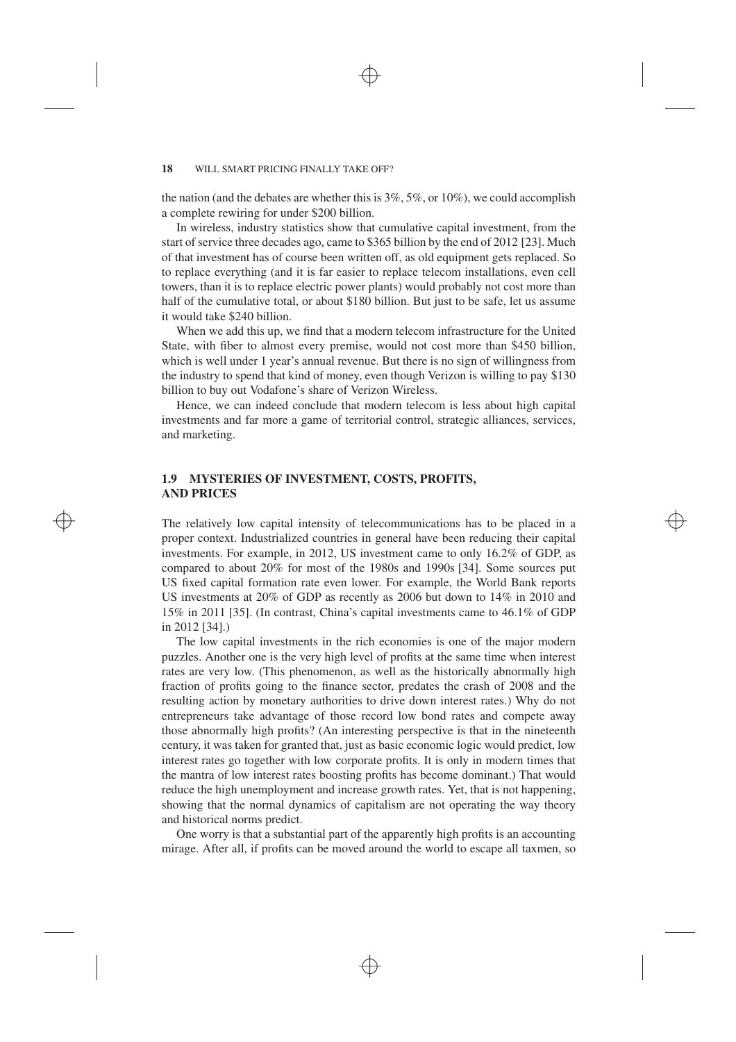the nation (and the debates are whether this is 3%, 5%, or 10%), we could accomplish a complete rewiring for under \$200 billion.

In wireless, industry statistics show that cumulative capital investment, from the start of service three decades ago, came to \$365 billion by the end of 2012 [23]. Much of that investment has of course been written off, as old equipment gets replaced. So to replace everything (and it is far easier to replace telecom installations, even cell towers, than it is to replace electric power plants) would probably not cost more than half of the cumulative total, or about \$180 billion. But just to be safe, let us assume it would take \$240 billion.

When we add this up, we find that a modern telecom infrastructure for the United State, with fiber to almost every premise, would not cost more than \$450 billion, which is well under 1 year's annual revenue. But there is no sign of willingness from the industry to spend that kind of money, even though Verizon is willing to pay \$130 billion to buy out Vodafone's share of Verizon Wireless.

Hence, we can indeed conclude that modern telecom is less about high capital investments and far more a game of territorial control, strategic alliances, services, and marketing.

## 1.9 MYSTERIES OF INVESTMENT, COSTS, PROFITS, AND PRICES

The relatively low capital intensity of telecommunications has to be placed in a proper context. Industrialized countries in general have been reducing their capital investments. For example, in 2012, US investment came to only 16.2% of GDP, as compared to about 20% for most of the 1980s and 1990s [34]. Some sources put US fixed capital formation rate even lower. For example, the World Bank reports US investments at 20% of GDP as recently as 2006 but down to 14% in 2010 and 15% in 2011 [35]. (In contrast, China's capital investments came to 46.1% of GDP in 2012 [34].)

The low capital investments in the rich economies is one of the major modern puzzles. Another one is the very high level of profits at the same time when interest rates are very low. (This phenomenon, as well as the historically abnormally high fraction of profits going to the finance sector, predates the crash of 2008 and the resulting action by monetary authorities to drive down interest rates.) Why do not entrepreneurs take advantage of those record low bond rates and compete away those abnormally high profits? (An interesting perspective is that in the nineteenth century, it was taken for granted that, just as basic economic logic would predict, low interest rates go together with low corporate profits. It is only in modern times that the mantra of low interest rates boosting profits has become dominant.) That would reduce the high unemployment and increase growth rates. Yet, that is not happening, showing that the normal dynamics of capitalism are not operating the way theory and historical norms predict.

One worry is that a substantial part of the apparently high profits is an accounting mirage. After all, if profits can be moved around the world to escape all taxmen, so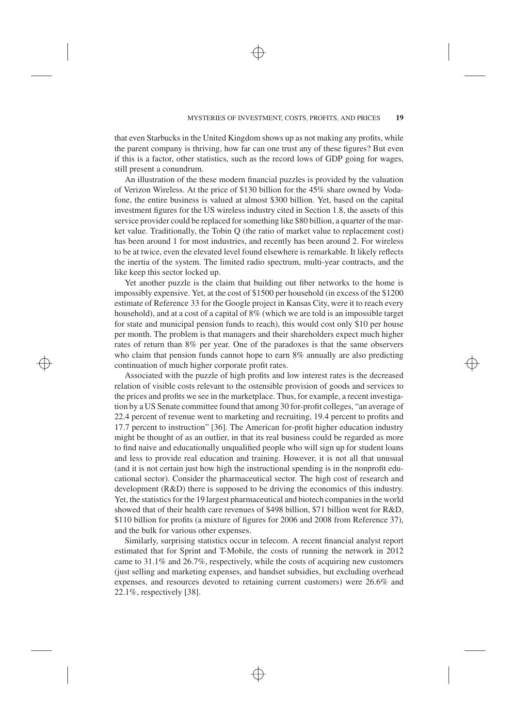that even Starbucks in the United Kingdom shows up as not making any profits, while the parent company is thriving, how far can one trust any of these figures? But even if this is a factor, other statistics, such as the record lows of GDP going for wages, still present a conundrum.

An illustration of the these modern financial puzzles is provided by the valuation of Verizon Wireless. At the price of $130 billion for the 45% share owned by Vodafone, the entire business is valued at almost $300 billion. Yet, based on the capital investment figures for the US wireless industry cited in Section 1.8, the assets of this service provider could be replaced for something like $80 billion, a quarter of the market value. Traditionally, the Tobin Q (the ratio of market value to replacement cost) has been around 1 for most industries, and recently has been around 2. For wireless to be at twice, even the elevated level found elsewhere is remarkable. It likely reflects the inertia of the system. The limited radio spectrum, multi-year contracts, and the like keep this sector locked up.

Yet another puzzle is the claim that building out fiber networks to the home is impossibly expensive. Yet, at the cost of $1500 per household (in excess of the $1200 estimate of Reference 33 for the Google project in Kansas City, were it to reach every household), and at a cost of a capital of 8% (which we are told is an impossible target for state and municipal pension funds to reach), this would cost only $10 per house per month. The problem is that managers and their shareholders expect much higher rates of return than 8% per year. One of the paradoxes is that the same observers who claim that pension funds cannot hope to earn 8% annually are also predicting continuation of much higher corporate profit rates.

Associated with the puzzle of high profits and low interest rates is the decreased relation of visible costs relevant to the ostensible provision of goods and services to the prices and profits we see in the marketplace. Thus, for example, a recent investigation by a US Senate committee found that among 30 for-profit colleges, "an average of 22.4 percent of revenue went to marketing and recruiting, 19.4 percent to profits and 17.7 percent to instruction" [36]. The American for-profit higher education industry might be thought of as an outlier, in that its real business could be regarded as more to find naive and educationally unqualified people who will sign up for student loans and less to provide real education and training. However, it is not all that unusual (and it is not certain just how high the instructional spending is in the nonprofit educational sector). Consider the pharmaceutical sector. The high cost of research and development (R&D) there is supposed to be driving the economics of this industry. Yet, the statistics for the 19 largest pharmaceutical and biotech companies in the world showed that of their health care revenues of $498 billion, $71 billion went for R&D, $110 billion for profits (a mixture of figures for 2006 and 2008 from Reference 37), and the bulk for various other expenses.

Similarly, surprising statistics occur in telecom. A recent financial analyst report estimated that for Sprint and T-Mobile, the costs of running the network in 2012 came to 31.1% and 26.7%, respectively, while the costs of acquiring new customers (just selling and marketing expenses, and handset subsidies, but excluding overhead expenses, and resources devoted to retaining current customers) were 26.6% and 22.1%, respectively [38].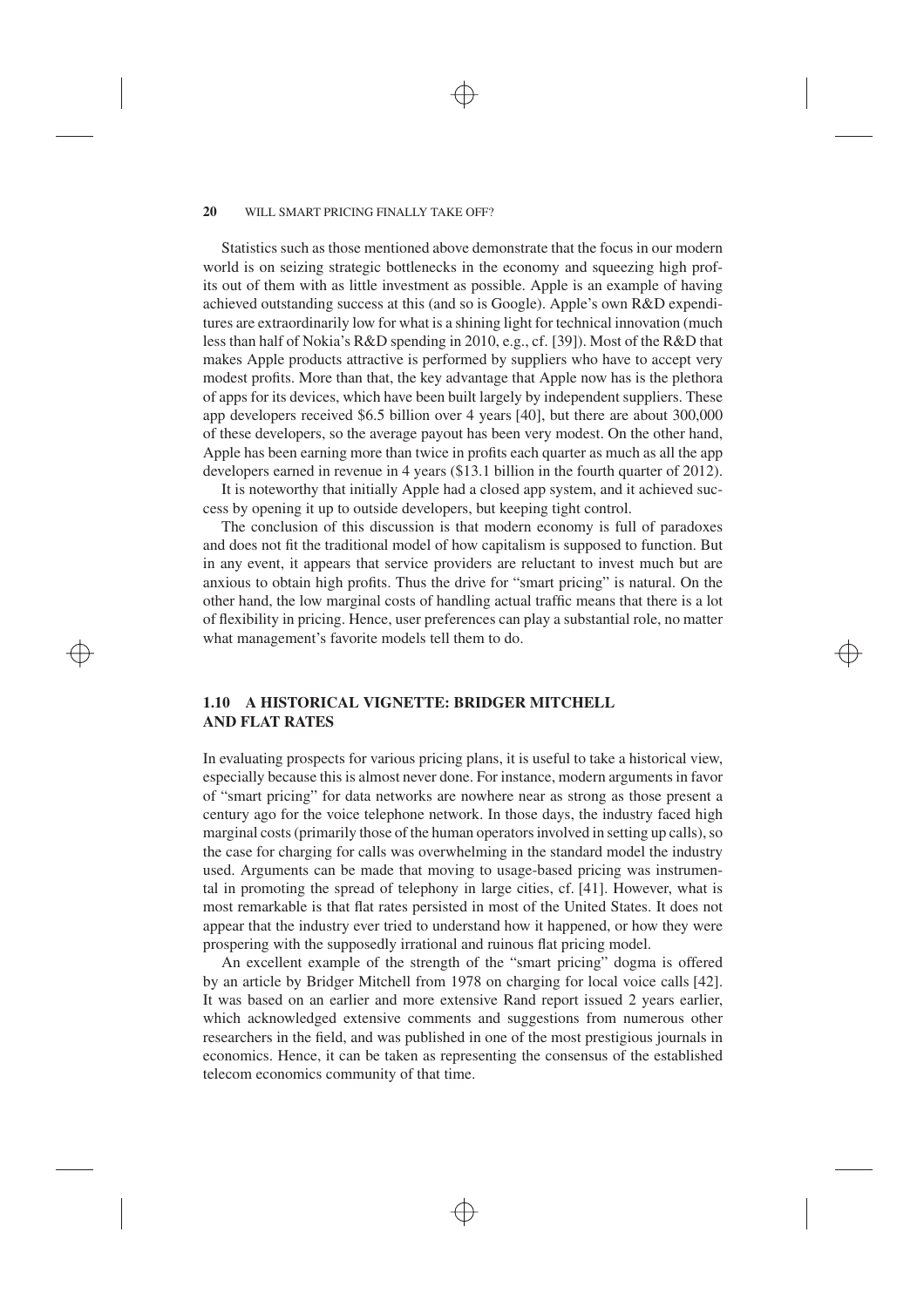Statistics such as those mentioned above demonstrate that the focus in our modern world is on seizing strategic bottlenecks in the economy and squeezing high profits out of them with as little investment as possible. Apple is an example of having achieved outstanding success at this (and so is Google). Apple's own R&D expenditures are extraordinarily low for what is a shining light for technical innovation (much less than half of Nokia's R&D spending in 2010, e.g., cf. [39]). Most of the R&D that makes Apple products attractive is performed by suppliers who have to accept very modest profits. More than that, the key advantage that Apple now has is the plethora of apps for its devices, which have been built largely by independent suppliers. These app developers received $6.5 billion over 4 years [40], but there are about 300,000 of these developers, so the average payout has been very modest. On the other hand, Apple has been earning more than twice in profits each quarter as much as all the app developers earned in revenue in 4 years ($13.1 billion in the fourth quarter of 2012).

It is noteworthy that initially Apple had a closed app system, and it achieved success by opening it up to outside developers, but keeping tight control.

The conclusion of this discussion is that modern economy is full of paradoxes and does not fit the traditional model of how capitalism is supposed to function. But in any event, it appears that service providers are reluctant to invest much but are anxious to obtain high profits. Thus the drive for "smart pricing" is natural. On the other hand, the low marginal costs of handling actual traffic means that there is a lot of flexibility in pricing. Hence, user preferences can play a substantial role, no matter what management's favorite models tell them to do.

## 1.10 A HISTORICAL VIGNETTE: BRIDGER MITCHELL AND FLAT RATES

In evaluating prospects for various pricing plans, it is useful to take a historical view, especially because this is almost never done. For instance, modern arguments in favor of "smart pricing" for data networks are nowhere near as strong as those present a century ago for the voice telephone network. In those days, the industry faced high marginal costs (primarily those of the human operators involved in setting up calls), so the case for charging for calls was overwhelming in the standard model the industry used. Arguments can be made that moving to usage-based pricing was instrumental in promoting the spread of telephony in large cities, cf. [41]. However, what is most remarkable is that flat rates persisted in most of the United States. It does not appear that the industry ever tried to understand how it happened, or how they were prospering with the supposedly irrational and ruinous flat pricing model.

An excellent example of the strength of the "smart pricing" dogma is offered by an article by Bridger Mitchell from 1978 on charging for local voice calls [42]. It was based on an earlier and more extensive Rand report issued 2 years earlier, which acknowledged extensive comments and suggestions from numerous other researchers in the field, and was published in one of the most prestigious journals in economics. Hence, it can be taken as representing the consensus of the established telecom economics community of that time.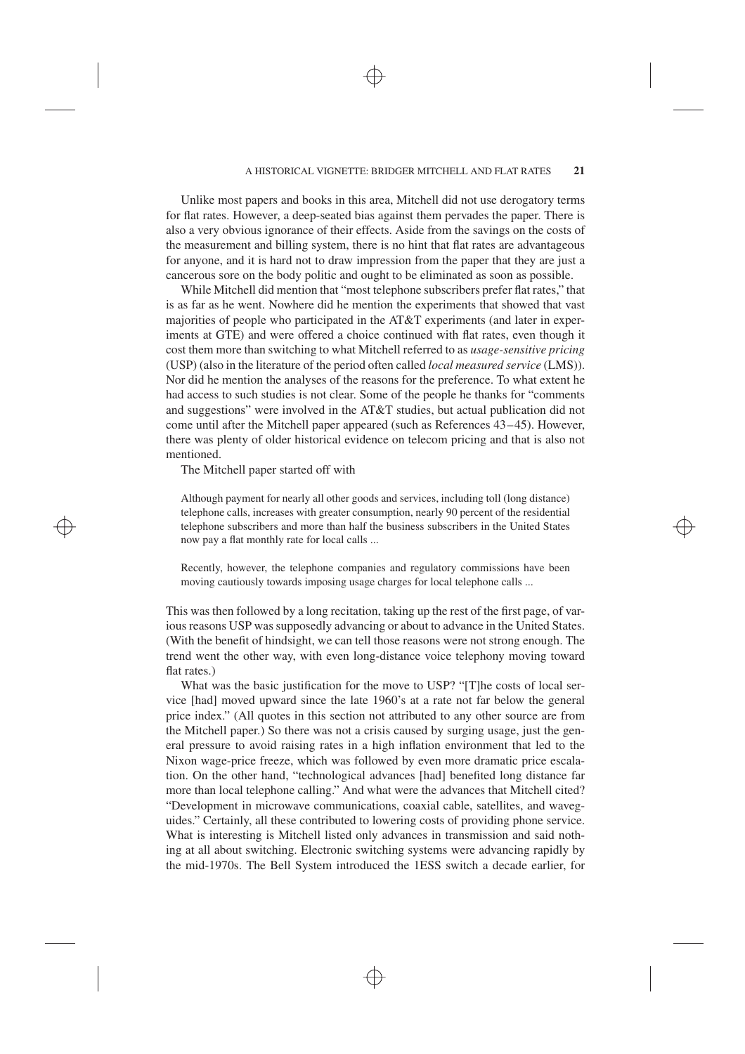Unlike most papers and books in this area, Mitchell did not use derogatory terms for flat rates. However, a deep-seated bias against them pervades the paper. There is also a very obvious ignorance of their effects. Aside from the savings on the costs of the measurement and billing system, there is no hint that flat rates are advantageous for anyone, and it is hard not to draw impression from the paper that they are just a cancerous sore on the body politic and ought to be eliminated as soon as possible.

While Mitchell did mention that "most telephone subscribers prefer flat rates," that is as far as he went. Nowhere did he mention the experiments that showed that vast majorities of people who participated in the AT&T experiments (and later in experiments at GTE) and were offered a choice continued with flat rates, even though it cost them more than switching to what Mitchell referred to as *usage-sensitive pricing* (USP) (also in the literature of the period often called *local measured service* (LMS)). Nor did he mention the analyses of the reasons for the preference. To what extent he had access to such studies is not clear. Some of the people he thanks for "comments and suggestions" were involved in the AT&T studies, but actual publication did not come until after the Mitchell paper appeared (such as References 43–45). However, there was plenty of older historical evidence on telecom pricing and that is also not mentioned.

The Mitchell paper started off with

> Although payment for nearly all other goods and services, including toll (long distance) telephone calls, increases with greater consumption, nearly 90 percent of the residential telephone subscribers and more than half the business subscribers in the United States now pay a flat monthly rate for local calls ...
>
> Recently, however, the telephone companies and regulatory commissions have been moving cautiously towards imposing usage charges for local telephone calls ...

This was then followed by a long recitation, taking up the rest of the first page, of various reasons USP was supposedly advancing or about to advance in the United States. (With the benefit of hindsight, we can tell those reasons were not strong enough. The trend went the other way, with even long-distance voice telephony moving toward flat rates.)

What was the basic justification for the move to USP? "[T]he costs of local service [had] moved upward since the late 1960's at a rate not far below the general price index." (All quotes in this section not attributed to any other source are from the Mitchell paper.) So there was not a crisis caused by surging usage, just the general pressure to avoid raising rates in a high inflation environment that led to the Nixon wage-price freeze, which was followed by even more dramatic price escalation. On the other hand, "technological advances [had] benefited long distance far more than local telephone calling." And what were the advances that Mitchell cited? "Development in microwave communications, coaxial cable, satellites, and waveguides." Certainly, all these contributed to lowering costs of providing phone service. What is interesting is Mitchell listed only advances in transmission and said nothing at all about switching. Electronic switching systems were advancing rapidly by the mid-1970s. The Bell System introduced the 1ESS switch a decade earlier, for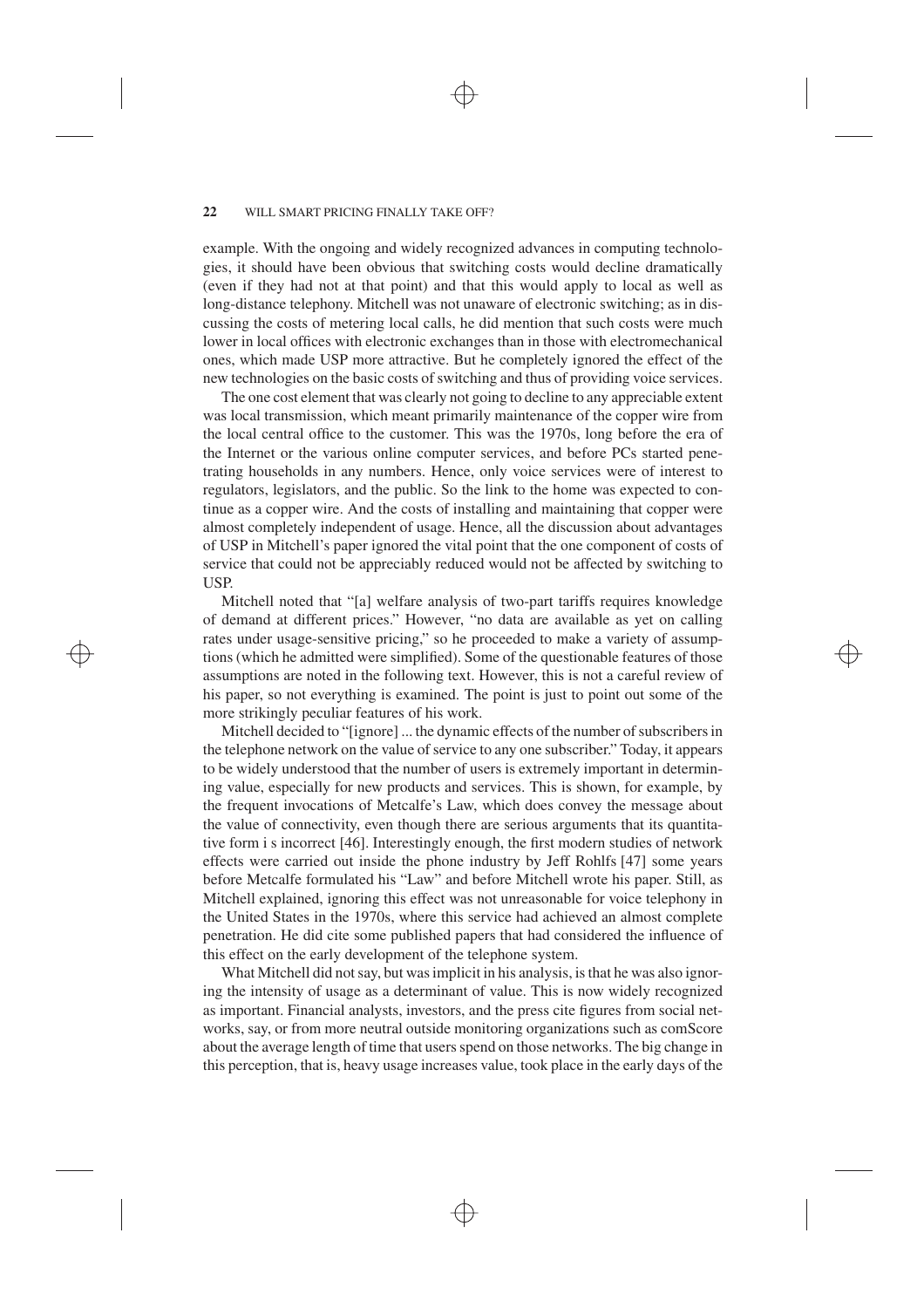example. With the ongoing and widely recognized advances in computing technologies, it should have been obvious that switching costs would decline dramatically (even if they had not at that point) and that this would apply to local as well as long-distance telephony. Mitchell was not unaware of electronic switching; as in discussing the costs of metering local calls, he did mention that such costs were much lower in local offices with electronic exchanges than in those with electromechanical ones, which made USP more attractive. But he completely ignored the effect of the new technologies on the basic costs of switching and thus of providing voice services.

The one cost element that was clearly not going to decline to any appreciable extent was local transmission, which meant primarily maintenance of the copper wire from the local central office to the customer. This was the 1970s, long before the era of the Internet or the various online computer services, and before PCs started penetrating households in any numbers. Hence, only voice services were of interest to regulators, legislators, and the public. So the link to the home was expected to continue as a copper wire. And the costs of installing and maintaining that copper were almost completely independent of usage. Hence, all the discussion about advantages of USP in Mitchell's paper ignored the vital point that the one component of costs of service that could not be appreciably reduced would not be affected by switching to USP.

Mitchell noted that "[a] welfare analysis of two-part tariffs requires knowledge of demand at different prices." However, "no data are available as yet on calling rates under usage-sensitive pricing," so he proceeded to make a variety of assumptions (which he admitted were simplified). Some of the questionable features of those assumptions are noted in the following text. However, this is not a careful review of his paper, so not everything is examined. The point is just to point out some of the more strikingly peculiar features of his work.

Mitchell decided to "[ignore] ... the dynamic effects of the number of subscribers in the telephone network on the value of service to any one subscriber." Today, it appears to be widely understood that the number of users is extremely important in determining value, especially for new products and services. This is shown, for example, by the frequent invocations of Metcalfe's Law, which does convey the message about the value of connectivity, even though there are serious arguments that its quantitative form i s incorrect [46]. Interestingly enough, the first modern studies of network effects were carried out inside the phone industry by Jeff Rohlfs [47] some years before Metcalfe formulated his "Law" and before Mitchell wrote his paper. Still, as Mitchell explained, ignoring this effect was not unreasonable for voice telephony in the United States in the 1970s, where this service had achieved an almost complete penetration. He did cite some published papers that had considered the influence of this effect on the early development of the telephone system.

What Mitchell did not say, but was implicit in his analysis, is that he was also ignoring the intensity of usage as a determinant of value. This is now widely recognized as important. Financial analysts, investors, and the press cite figures from social networks, say, or from more neutral outside monitoring organizations such as comScore about the average length of time that users spend on those networks. The big change in this perception, that is, heavy usage increases value, took place in the early days of the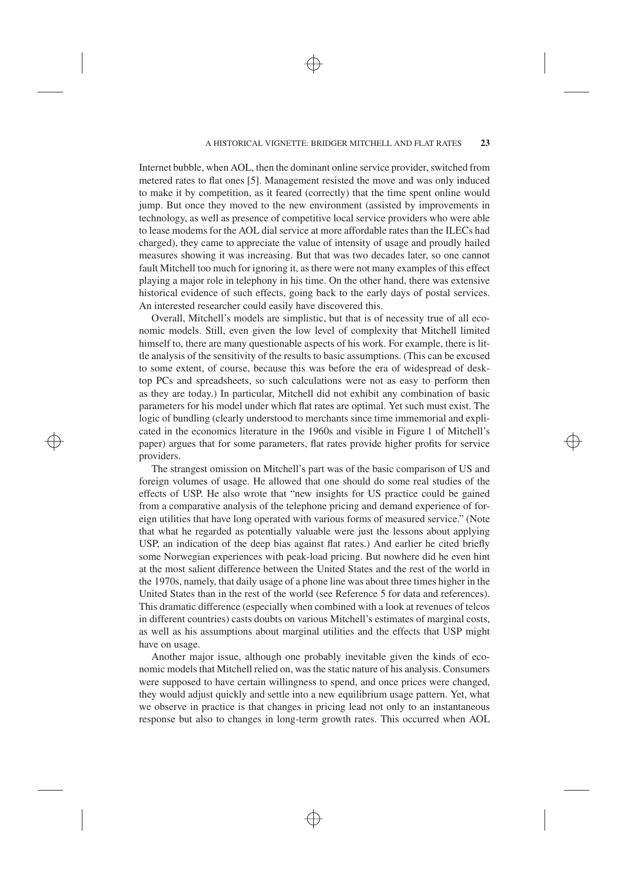Internet bubble, when AOL, then the dominant online service provider, switched from metered rates to flat ones [5]. Management resisted the move and was only induced to make it by competition, as it feared (correctly) that the time spent online would jump. But once they moved to the new environment (assisted by improvements in technology, as well as presence of competitive local service providers who were able to lease modems for the AOL dial service at more affordable rates than the ILECs had charged), they came to appreciate the value of intensity of usage and proudly hailed measures showing it was increasing. But that was two decades later, so one cannot fault Mitchell too much for ignoring it, as there were not many examples of this effect playing a major role in telephony in his time. On the other hand, there was extensive historical evidence of such effects, going back to the early days of postal services. An interested researcher could easily have discovered this.

Overall, Mitchell's models are simplistic, but that is of necessity true of all economic models. Still, even given the low level of complexity that Mitchell limited himself to, there are many questionable aspects of his work. For example, there is little analysis of the sensitivity of the results to basic assumptions. (This can be excused to some extent, of course, because this was before the era of widespread of desktop PCs and spreadsheets, so such calculations were not as easy to perform then as they are today.) In particular, Mitchell did not exhibit any combination of basic parameters for his model under which flat rates are optimal. Yet such must exist. The logic of bundling (clearly understood to merchants since time immemorial and explicated in the economics literature in the 1960s and visible in Figure 1 of Mitchell's paper) argues that for some parameters, flat rates provide higher profits for service providers.

The strangest omission on Mitchell's part was of the basic comparison of US and foreign volumes of usage. He allowed that one should do some real studies of the effects of USP. He also wrote that "new insights for US practice could be gained from a comparative analysis of the telephone pricing and demand experience of foreign utilities that have long operated with various forms of measured service." (Note that what he regarded as potentially valuable were just the lessons about applying USP, an indication of the deep bias against flat rates.) And earlier he cited briefly some Norwegian experiences with peak-load pricing. But nowhere did he even hint at the most salient difference between the United States and the rest of the world in the 1970s, namely, that daily usage of a phone line was about three times higher in the United States than in the rest of the world (see Reference 5 for data and references). This dramatic difference (especially when combined with a look at revenues of telcos in different countries) casts doubts on various Mitchell's estimates of marginal costs, as well as his assumptions about marginal utilities and the effects that USP might have on usage.

Another major issue, although one probably inevitable given the kinds of economic models that Mitchell relied on, was the static nature of his analysis. Consumers were supposed to have certain willingness to spend, and once prices were changed, they would adjust quickly and settle into a new equilibrium usage pattern. Yet, what we observe in practice is that changes in pricing lead not only to an instantaneous response but also to changes in long-term growth rates. This occurred when AOL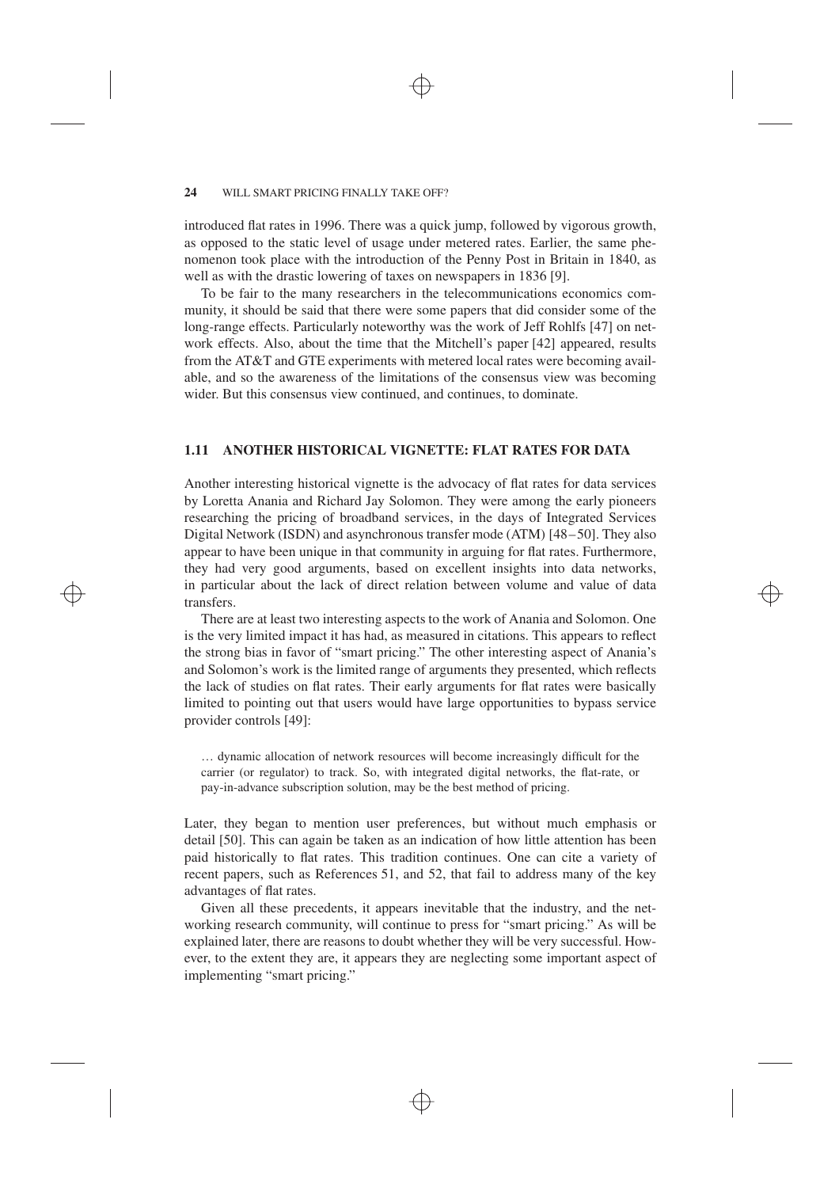introduced flat rates in 1996. There was a quick jump, followed by vigorous growth, as opposed to the static level of usage under metered rates. Earlier, the same phenomenon took place with the introduction of the Penny Post in Britain in 1840, as well as with the drastic lowering of taxes on newspapers in 1836 [9].

To be fair to the many researchers in the telecommunications economics community, it should be said that there were some papers that did consider some of the long-range effects. Particularly noteworthy was the work of Jeff Rohlfs [47] on network effects. Also, about the time that the Mitchell's paper [42] appeared, results from the AT&T and GTE experiments with metered local rates were becoming available, and so the awareness of the limitations of the consensus view was becoming wider. But this consensus view continued, and continues, to dominate.

## 1.11 ANOTHER HISTORICAL VIGNETTE: FLAT RATES FOR DATA

Another interesting historical vignette is the advocacy of flat rates for data services by Loretta Anania and Richard Jay Solomon. They were among the early pioneers researching the pricing of broadband services, in the days of Integrated Services Digital Network (ISDN) and asynchronous transfer mode (ATM) [48–50]. They also appear to have been unique in that community in arguing for flat rates. Furthermore, they had very good arguments, based on excellent insights into data networks, in particular about the lack of direct relation between volume and value of data transfers.

There are at least two interesting aspects to the work of Anania and Solomon. One is the very limited impact it has had, as measured in citations. This appears to reflect the strong bias in favor of "smart pricing." The other interesting aspect of Anania's and Solomon's work is the limited range of arguments they presented, which reflects the lack of studies on flat rates. Their early arguments for flat rates were basically limited to pointing out that users would have large opportunities to bypass service provider controls [49]:

> … dynamic allocation of network resources will become increasingly difficult for the carrier (or regulator) to track. So, with integrated digital networks, the flat-rate, or pay-in-advance subscription solution, may be the best method of pricing.

Later, they began to mention user preferences, but without much emphasis or detail [50]. This can again be taken as an indication of how little attention has been paid historically to flat rates. This tradition continues. One can cite a variety of recent papers, such as References 51, and 52, that fail to address many of the key advantages of flat rates.

Given all these precedents, it appears inevitable that the industry, and the networking research community, will continue to press for "smart pricing." As will be explained later, there are reasons to doubt whether they will be very successful. However, to the extent they are, it appears they are neglecting some important aspect of implementing "smart pricing."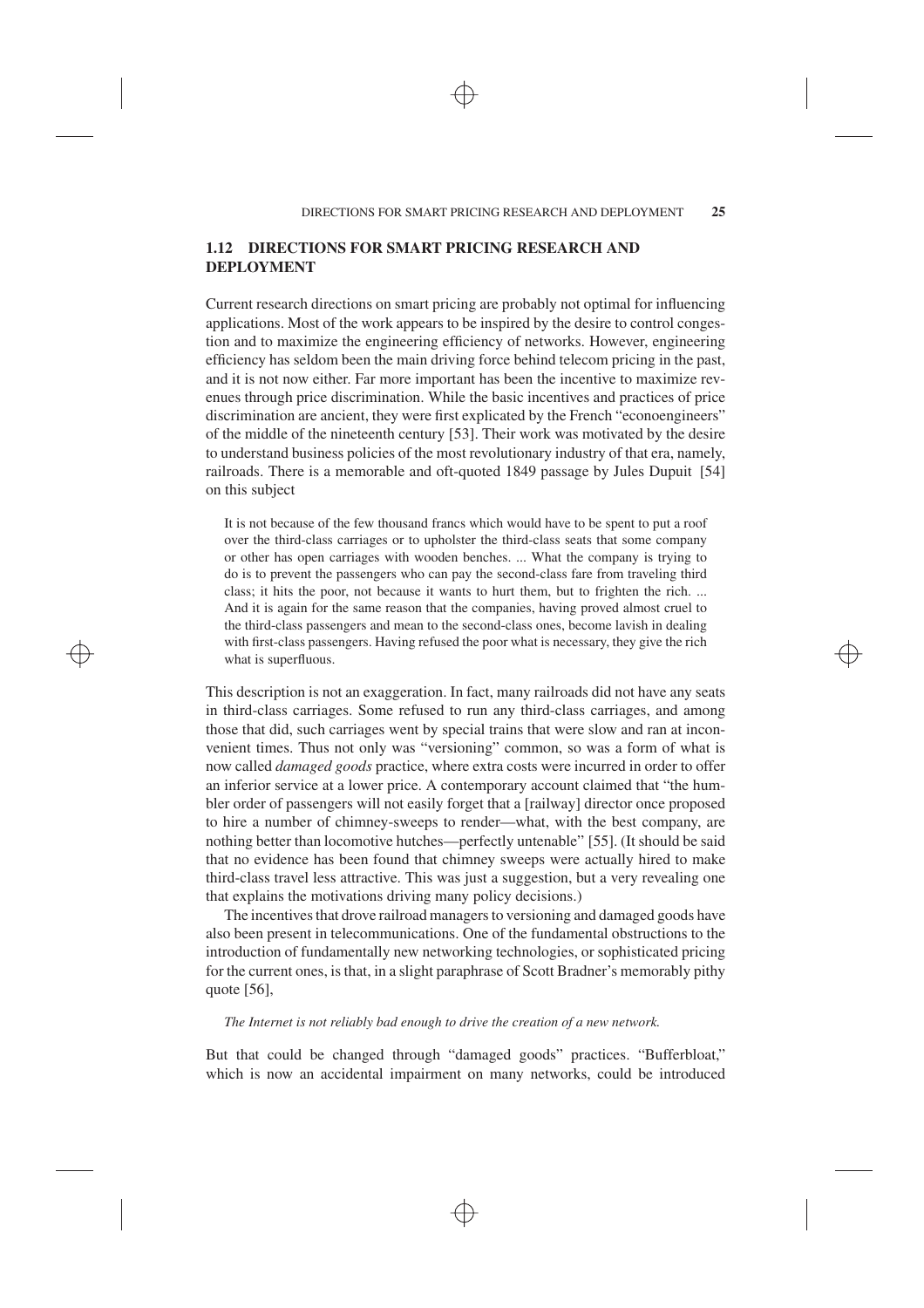## 1.12 DIRECTIONS FOR SMART PRICING RESEARCH AND DEPLOYMENT

Current research directions on smart pricing are probably not optimal for influencing applications. Most of the work appears to be inspired by the desire to control congestion and to maximize the engineering efficiency of networks. However, engineering efficiency has seldom been the main driving force behind telecom pricing in the past, and it is not now either. Far more important has been the incentive to maximize revenues through price discrimination. While the basic incentives and practices of price discrimination are ancient, they were first explicated by the French "econoengineers" of the middle of the nineteenth century [53]. Their work was motivated by the desire to understand business policies of the most revolutionary industry of that era, namely, railroads. There is a memorable and oft-quoted 1849 passage by Jules Dupuit [54] on this subject

> It is not because of the few thousand francs which would have to be spent to put a roof over the third-class carriages or to upholster the third-class seats that some company or other has open carriages with wooden benches. ... What the company is trying to do is to prevent the passengers who can pay the second-class fare from traveling third class; it hits the poor, not because it wants to hurt them, but to frighten the rich. ... And it is again for the same reason that the companies, having proved almost cruel to the third-class passengers and mean to the second-class ones, become lavish in dealing with first-class passengers. Having refused the poor what is necessary, they give the rich what is superfluous.

This description is not an exaggeration. In fact, many railroads did not have any seats in third-class carriages. Some refused to run any third-class carriages, and among those that did, such carriages went by special trains that were slow and ran at inconvenient times. Thus not only was "versioning" common, so was a form of what is now called *damaged goods* practice, where extra costs were incurred in order to offer an inferior service at a lower price. A contemporary account claimed that "the humbler order of passengers will not easily forget that a [railway] director once proposed to hire a number of chimney-sweeps to render—what, with the best company, are nothing better than locomotive hutches—perfectly untenable" [55]. (It should be said that no evidence has been found that chimney sweeps were actually hired to make third-class travel less attractive. This was just a suggestion, but a very revealing one that explains the motivations driving many policy decisions.)

The incentives that drove railroad managers to versioning and damaged goods have also been present in telecommunications. One of the fundamental obstructions to the introduction of fundamentally new networking technologies, or sophisticated pricing for the current ones, is that, in a slight paraphrase of Scott Bradner's memorably pithy quote [56],

*The Internet is not reliably bad enough to drive the creation of a new network.*

But that could be changed through "damaged goods" practices. "Bufferbloat," which is now an accidental impairment on many networks, could be introduced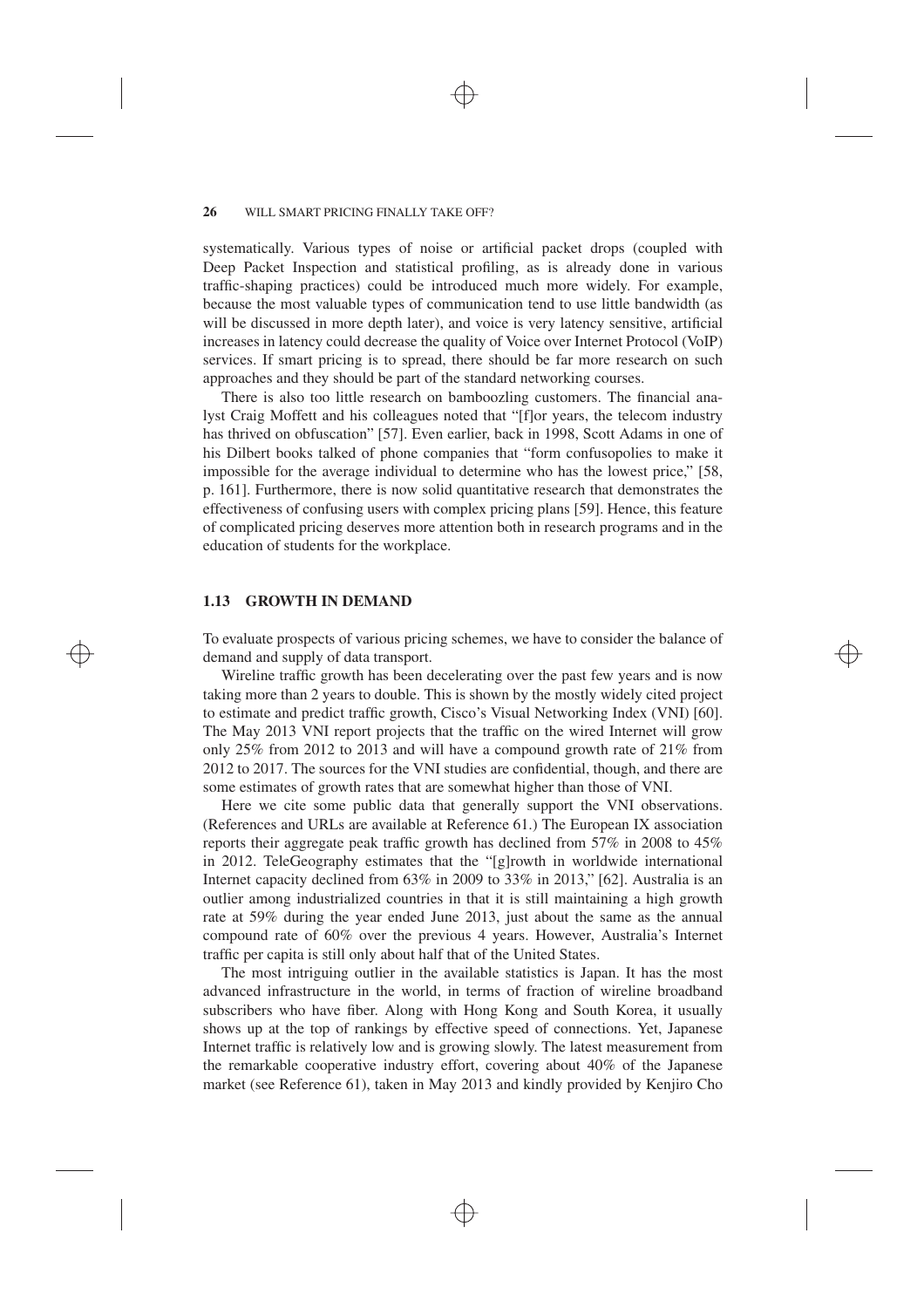systematically. Various types of noise or artificial packet drops (coupled with Deep Packet Inspection and statistical profiling, as is already done in various traffic-shaping practices) could be introduced much more widely. For example, because the most valuable types of communication tend to use little bandwidth (as will be discussed in more depth later), and voice is very latency sensitive, artificial increases in latency could decrease the quality of Voice over Internet Protocol (VoIP) services. If smart pricing is to spread, there should be far more research on such approaches and they should be part of the standard networking courses.

There is also too little research on bamboozling customers. The financial analyst Craig Moffett and his colleagues noted that "[f]or years, the telecom industry has thrived on obfuscation" [57]. Even earlier, back in 1998, Scott Adams in one of his Dilbert books talked of phone companies that "form confusopolies to make it impossible for the average individual to determine who has the lowest price," [58, p. 161]. Furthermore, there is now solid quantitative research that demonstrates the effectiveness of confusing users with complex pricing plans [59]. Hence, this feature of complicated pricing deserves more attention both in research programs and in the education of students for the workplace.

## 1.13 GROWTH IN DEMAND

To evaluate prospects of various pricing schemes, we have to consider the balance of demand and supply of data transport.

Wireline traffic growth has been decelerating over the past few years and is now taking more than 2 years to double. This is shown by the mostly widely cited project to estimate and predict traffic growth, Cisco's Visual Networking Index (VNI) [60]. The May 2013 VNI report projects that the traffic on the wired Internet will grow only 25% from 2012 to 2013 and will have a compound growth rate of 21% from 2012 to 2017. The sources for the VNI studies are confidential, though, and there are some estimates of growth rates that are somewhat higher than those of VNI.

Here we cite some public data that generally support the VNI observations. (References and URLs are available at Reference 61.) The European IX association reports their aggregate peak traffic growth has declined from 57% in 2008 to 45% in 2012. TeleGeography estimates that the "[g]rowth in worldwide international Internet capacity declined from 63% in 2009 to 33% in 2013," [62]. Australia is an outlier among industrialized countries in that it is still maintaining a high growth rate at 59% during the year ended June 2013, just about the same as the annual compound rate of 60% over the previous 4 years. However, Australia's Internet traffic per capita is still only about half that of the United States.

The most intriguing outlier in the available statistics is Japan. It has the most advanced infrastructure in the world, in terms of fraction of wireline broadband subscribers who have fiber. Along with Hong Kong and South Korea, it usually shows up at the top of rankings by effective speed of connections. Yet, Japanese Internet traffic is relatively low and is growing slowly. The latest measurement from the remarkable cooperative industry effort, covering about 40% of the Japanese market (see Reference 61), taken in May 2013 and kindly provided by Kenjiro Cho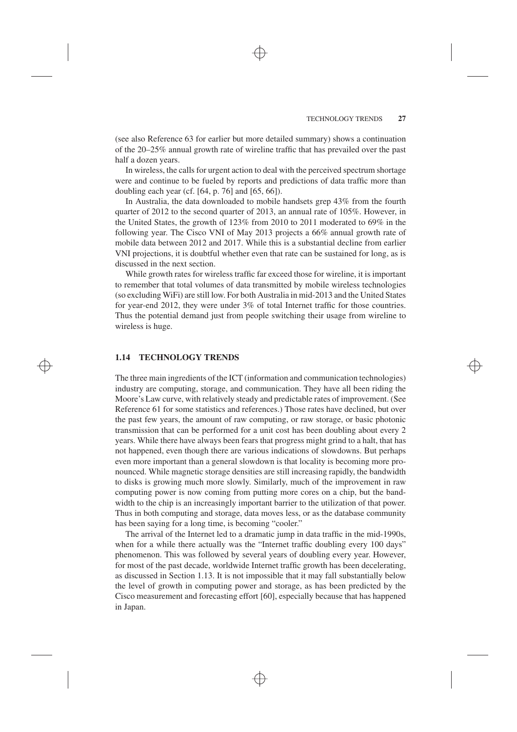(see also Reference 63 for earlier but more detailed summary) shows a continuation of the 20–25% annual growth rate of wireline traffic that has prevailed over the past half a dozen years.

In wireless, the calls for urgent action to deal with the perceived spectrum shortage were and continue to be fueled by reports and predictions of data traffic more than doubling each year (cf. [64, p. 76] and [65, 66]).

In Australia, the data downloaded to mobile handsets grep 43% from the fourth quarter of 2012 to the second quarter of 2013, an annual rate of 105%. However, in the United States, the growth of 123% from 2010 to 2011 moderated to 69% in the following year. The Cisco VNI of May 2013 projects a 66% annual growth rate of mobile data between 2012 and 2017. While this is a substantial decline from earlier VNI projections, it is doubtful whether even that rate can be sustained for long, as is discussed in the next section.

While growth rates for wireless traffic far exceed those for wireline, it is important to remember that total volumes of data transmitted by mobile wireless technologies (so excluding WiFi) are still low. For both Australia in mid-2013 and the United States for year-end 2012, they were under 3% of total Internet traffic for those countries. Thus the potential demand just from people switching their usage from wireline to wireless is huge.

## 1.14 TECHNOLOGY TRENDS

The three main ingredients of the ICT (information and communication technologies) industry are computing, storage, and communication. They have all been riding the Moore's Law curve, with relatively steady and predictable rates of improvement. (See Reference 61 for some statistics and references.) Those rates have declined, but over the past few years, the amount of raw computing, or raw storage, or basic photonic transmission that can be performed for a unit cost has been doubling about every 2 years. While there have always been fears that progress might grind to a halt, that has not happened, even though there are various indications of slowdowns. But perhaps even more important than a general slowdown is that locality is becoming more pronounced. While magnetic storage densities are still increasing rapidly, the bandwidth to disks is growing much more slowly. Similarly, much of the improvement in raw computing power is now coming from putting more cores on a chip, but the bandwidth to the chip is an increasingly important barrier to the utilization of that power. Thus in both computing and storage, data moves less, or as the database community has been saying for a long time, is becoming "cooler."

The arrival of the Internet led to a dramatic jump in data traffic in the mid-1990s, when for a while there actually was the "Internet traffic doubling every 100 days" phenomenon. This was followed by several years of doubling every year. However, for most of the past decade, worldwide Internet traffic growth has been decelerating, as discussed in Section 1.13. It is not impossible that it may fall substantially below the level of growth in computing power and storage, as has been predicted by the Cisco measurement and forecasting effort [60], especially because that has happened in Japan.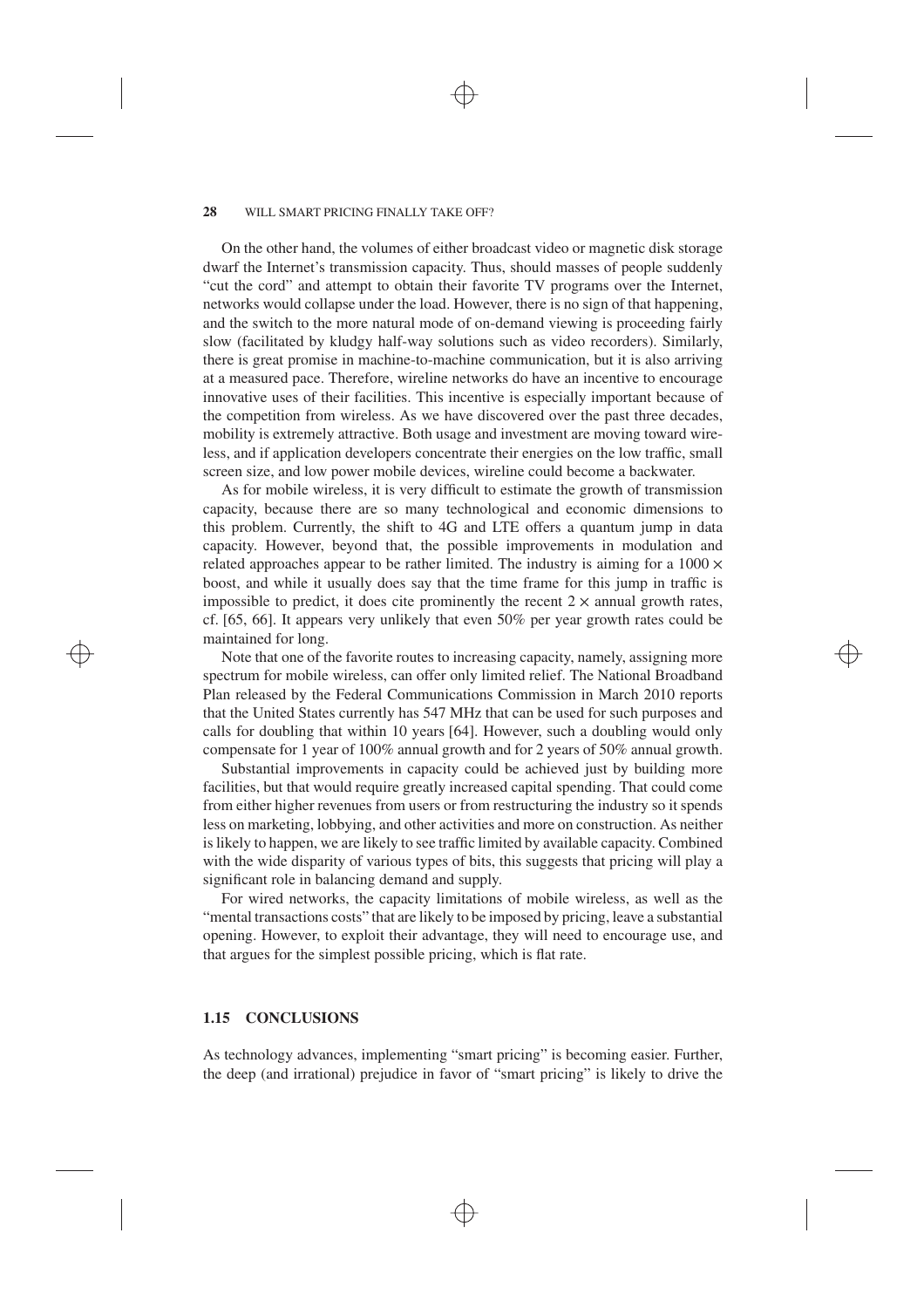On the other hand, the volumes of either broadcast video or magnetic disk storage dwarf the Internet's transmission capacity. Thus, should masses of people suddenly "cut the cord" and attempt to obtain their favorite TV programs over the Internet, networks would collapse under the load. However, there is no sign of that happening, and the switch to the more natural mode of on-demand viewing is proceeding fairly slow (facilitated by kludgy half-way solutions such as video recorders). Similarly, there is great promise in machine-to-machine communication, but it is also arriving at a measured pace. Therefore, wireline networks do have an incentive to encourage innovative uses of their facilities. This incentive is especially important because of the competition from wireless. As we have discovered over the past three decades, mobility is extremely attractive. Both usage and investment are moving toward wireless, and if application developers concentrate their energies on the low traffic, small screen size, and low power mobile devices, wireline could become a backwater.

As for mobile wireless, it is very difficult to estimate the growth of transmission capacity, because there are so many technological and economic dimensions to this problem. Currently, the shift to 4G and LTE offers a quantum jump in data capacity. However, beyond that, the possible improvements in modulation and related approaches appear to be rather limited. The industry is aiming for a $1000\times$ boost, and while it usually does say that the time frame for this jump in traffic is impossible to predict, it does cite prominently the recent $2\times$ annual growth rates, cf. [65, 66]. It appears very unlikely that even 50% per year growth rates could be maintained for long.

Note that one of the favorite routes to increasing capacity, namely, assigning more spectrum for mobile wireless, can offer only limited relief. The National Broadband Plan released by the Federal Communications Commission in March 2010 reports that the United States currently has 547 MHz that can be used for such purposes and calls for doubling that within 10 years [64]. However, such a doubling would only compensate for 1 year of 100% annual growth and for 2 years of 50% annual growth.

Substantial improvements in capacity could be achieved just by building more facilities, but that would require greatly increased capital spending. That could come from either higher revenues from users or from restructuring the industry so it spends less on marketing, lobbying, and other activities and more on construction. As neither is likely to happen, we are likely to see traffic limited by available capacity. Combined with the wide disparity of various types of bits, this suggests that pricing will play a significant role in balancing demand and supply.

For wired networks, the capacity limitations of mobile wireless, as well as the "mental transactions costs" that are likely to be imposed by pricing, leave a substantial opening. However, to exploit their advantage, they will need to encourage use, and that argues for the simplest possible pricing, which is flat rate.

## 1.15 CONCLUSIONS

As technology advances, implementing "smart pricing" is becoming easier. Further, the deep (and irrational) prejudice in favor of "smart pricing" is likely to drive the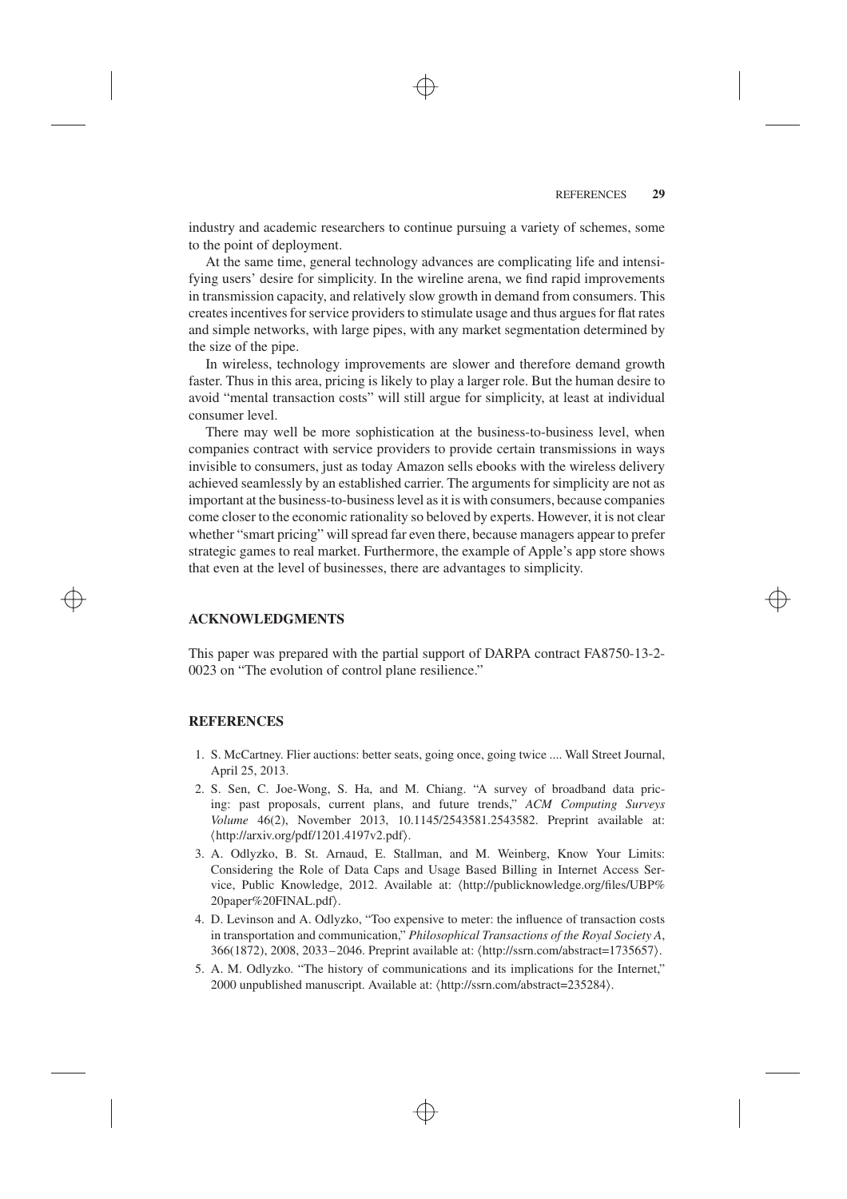industry and academic researchers to continue pursuing a variety of schemes, some to the point of deployment.

At the same time, general technology advances are complicating life and intensifying users' desire for simplicity. In the wireline arena, we find rapid improvements in transmission capacity, and relatively slow growth in demand from consumers. This creates incentives for service providers to stimulate usage and thus argues for flat rates and simple networks, with large pipes, with any market segmentation determined by the size of the pipe.

In wireless, technology improvements are slower and therefore demand growth faster. Thus in this area, pricing is likely to play a larger role. But the human desire to avoid "mental transaction costs" will still argue for simplicity, at least at individual consumer level.

There may well be more sophistication at the business-to-business level, when companies contract with service providers to provide certain transmissions in ways invisible to consumers, just as today Amazon sells ebooks with the wireless delivery achieved seamlessly by an established carrier. The arguments for simplicity are not as important at the business-to-business level as it is with consumers, because companies come closer to the economic rationality so beloved by experts. However, it is not clear whether "smart pricing" will spread far even there, because managers appear to prefer strategic games to real market. Furthermore, the example of Apple's app store shows that even at the level of businesses, there are advantages to simplicity.

## ACKNOWLEDGMENTS

This paper was prepared with the partial support of DARPA contract FA8750-13-2-0023 on "The evolution of control plane resilience."

## REFERENCES

1. S. McCartney. Flier auctions: better seats, going once, going twice .... Wall Street Journal, April 25, 2013.
2. S. Sen, C. Joe-Wong, S. Ha, and M. Chiang. "A survey of broadband data pricing: past proposals, current plans, and future trends," *ACM Computing Surveys Volume* 46(2), November 2013, 10.1145/2543581.2543582. Preprint available at: ⟨http://arxiv.org/pdf/1201.4197v2.pdf⟩.
3. A. Odlyzko, B. St. Arnaud, E. Stallman, and M. Weinberg, Know Your Limits: Considering the Role of Data Caps and Usage Based Billing in Internet Access Service, Public Knowledge, 2012. Available at: ⟨http://publicknowledge.org/files/UBP%20paper%20FINAL.pdf⟩.
4. D. Levinson and A. Odlyzko, "Too expensive to meter: the influence of transaction costs in transportation and communication," *Philosophical Transactions of the Royal Society A*, 366(1872), 2008, 2033–2046. Preprint available at: ⟨http://ssrn.com/abstract=1735657⟩.
5. A. M. Odlyzko. "The history of communications and its implications for the Internet," 2000 unpublished manuscript. Available at: ⟨http://ssrn.com/abstract=235284⟩.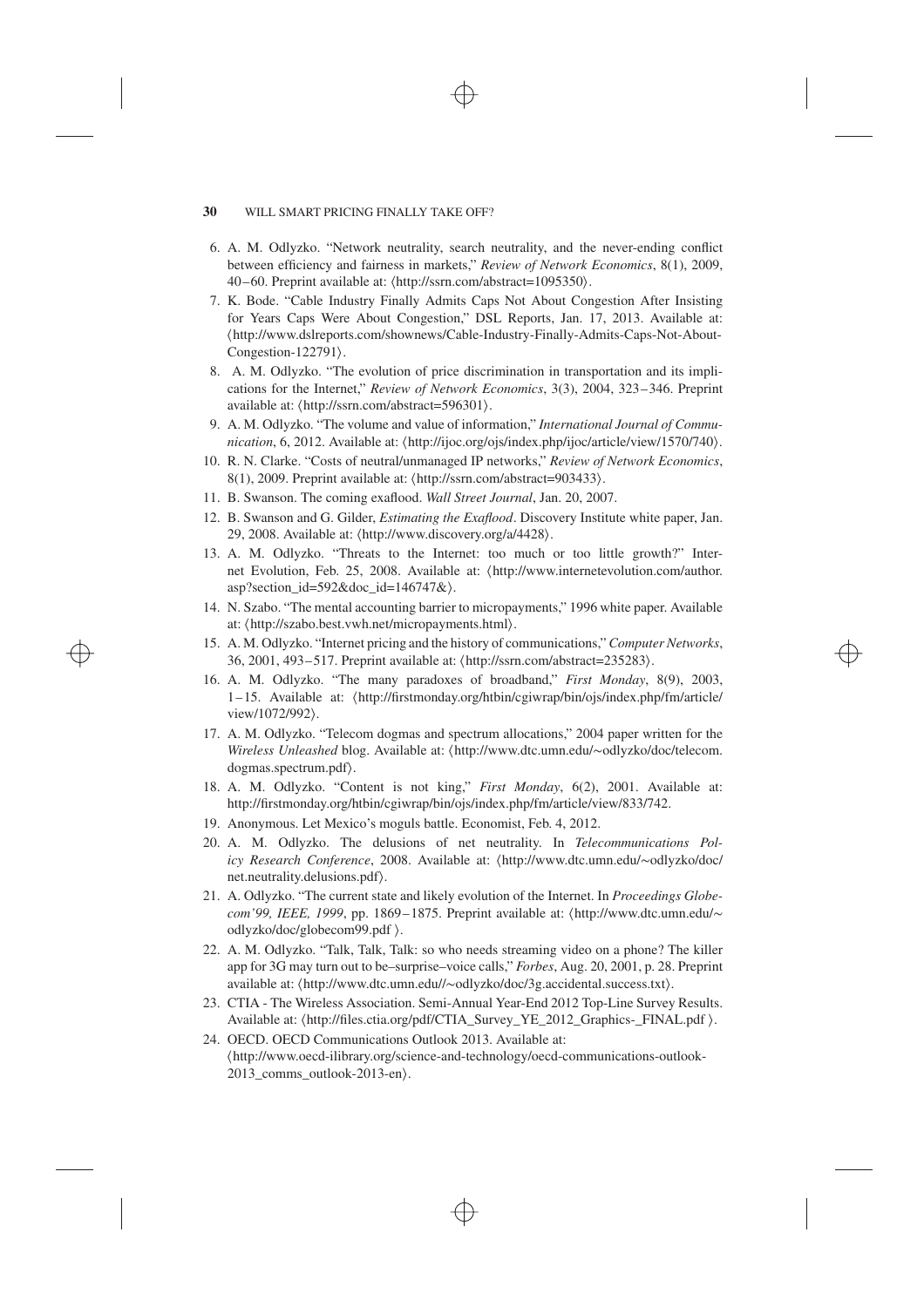6. A. M. Odlyzko. "Network neutrality, search neutrality, and the never-ending conflict between efficiency and fairness in markets," *Review of Network Economics*, 8(1), 2009, 40–60. Preprint available at: ⟨http://ssrn.com/abstract=1095350⟩.
7. K. Bode. "Cable Industry Finally Admits Caps Not About Congestion After Insisting for Years Caps Were About Congestion," DSL Reports, Jan. 17, 2013. Available at: ⟨http://www.dslreports.com/shownews/Cable-Industry-Finally-Admits-Caps-Not-About-Congestion-122791⟩.
8. A. M. Odlyzko. "The evolution of price discrimination in transportation and its implications for the Internet," *Review of Network Economics*, 3(3), 2004, 323–346. Preprint available at: ⟨http://ssrn.com/abstract=596301⟩.
9. A. M. Odlyzko. "The volume and value of information," *International Journal of Communication*, 6, 2012. Available at: ⟨http://ijoc.org/ojs/index.php/ijoc/article/view/1570/740⟩.
10. R. N. Clarke. "Costs of neutral/unmanaged IP networks," *Review of Network Economics*, 8(1), 2009. Preprint available at: ⟨http://ssrn.com/abstract=903433⟩.
11. B. Swanson. The coming exaflood. *Wall Street Journal*, Jan. 20, 2007.
12. B. Swanson and G. Gilder, *Estimating the Exaflood*. Discovery Institute white paper, Jan. 29, 2008. Available at: ⟨http://www.discovery.org/a/4428⟩.
13. A. M. Odlyzko. "Threats to the Internet: too much or too little growth?" Internet Evolution, Feb. 25, 2008. Available at: ⟨http://www.internetevolution.com/author.asp?section_id=592&doc_id=146747&⟩.
14. N. Szabo. "The mental accounting barrier to micropayments," 1996 white paper. Available at: ⟨http://szabo.best.vwh.net/micropayments.html⟩.
15. A. M. Odlyzko. "Internet pricing and the history of communications," *Computer Networks*, 36, 2001, 493–517. Preprint available at: ⟨http://ssrn.com/abstract=235283⟩.
16. A. M. Odlyzko. "The many paradoxes of broadband," *First Monday*, 8(9), 2003, 1–15. Available at: ⟨http://firstmonday.org/htbin/cgiwrap/bin/ojs/index.php/fm/article/view/1072/992⟩.
17. A. M. Odlyzko. "Telecom dogmas and spectrum allocations," 2004 paper written for the *Wireless Unleashed* blog. Available at: ⟨http://www.dtc.umn.edu/~odlyzko/doc/telecom.dogmas.spectrum.pdf⟩.
18. A. M. Odlyzko. "Content is not king," *First Monday*, 6(2), 2001. Available at: http://firstmonday.org/htbin/cgiwrap/bin/ojs/index.php/fm/article/view/833/742.
19. Anonymous. Let Mexico's moguls battle. Economist, Feb. 4, 2012.
20. A. M. Odlyzko. The delusions of net neutrality. In *Telecommunications Policy Research Conference*, 2008. Available at: ⟨http://www.dtc.umn.edu/~odlyzko/doc/net.neutrality.delusions.pdf⟩.
21. A. Odlyzko. "The current state and likely evolution of the Internet. In *Proceedings Globecom'99, IEEE, 1999*, pp. 1869–1875. Preprint available at: ⟨http://www.dtc.umn.edu/~odlyzko/doc/globecom99.pdf ⟩.
22. A. M. Odlyzko. "Talk, Talk, Talk: so who needs streaming video on a phone? The killer app for 3G may turn out to be–surprise–voice calls," *Forbes*, Aug. 20, 2001, p. 28. Preprint available at: ⟨http://www.dtc.umn.edu//~odlyzko/doc/3g.accidental.success.txt⟩.
23. CTIA - The Wireless Association. Semi-Annual Year-End 2012 Top-Line Survey Results. Available at: ⟨http://files.ctia.org/pdf/CTIA_Survey_YE_2012_Graphics-_FINAL.pdf ⟩.
24. OECD. OECD Communications Outlook 2013. Available at: ⟨http://www.oecd-ilibrary.org/science-and-technology/oecd-communications-outlook-2013_comms_outlook-2013-en⟩.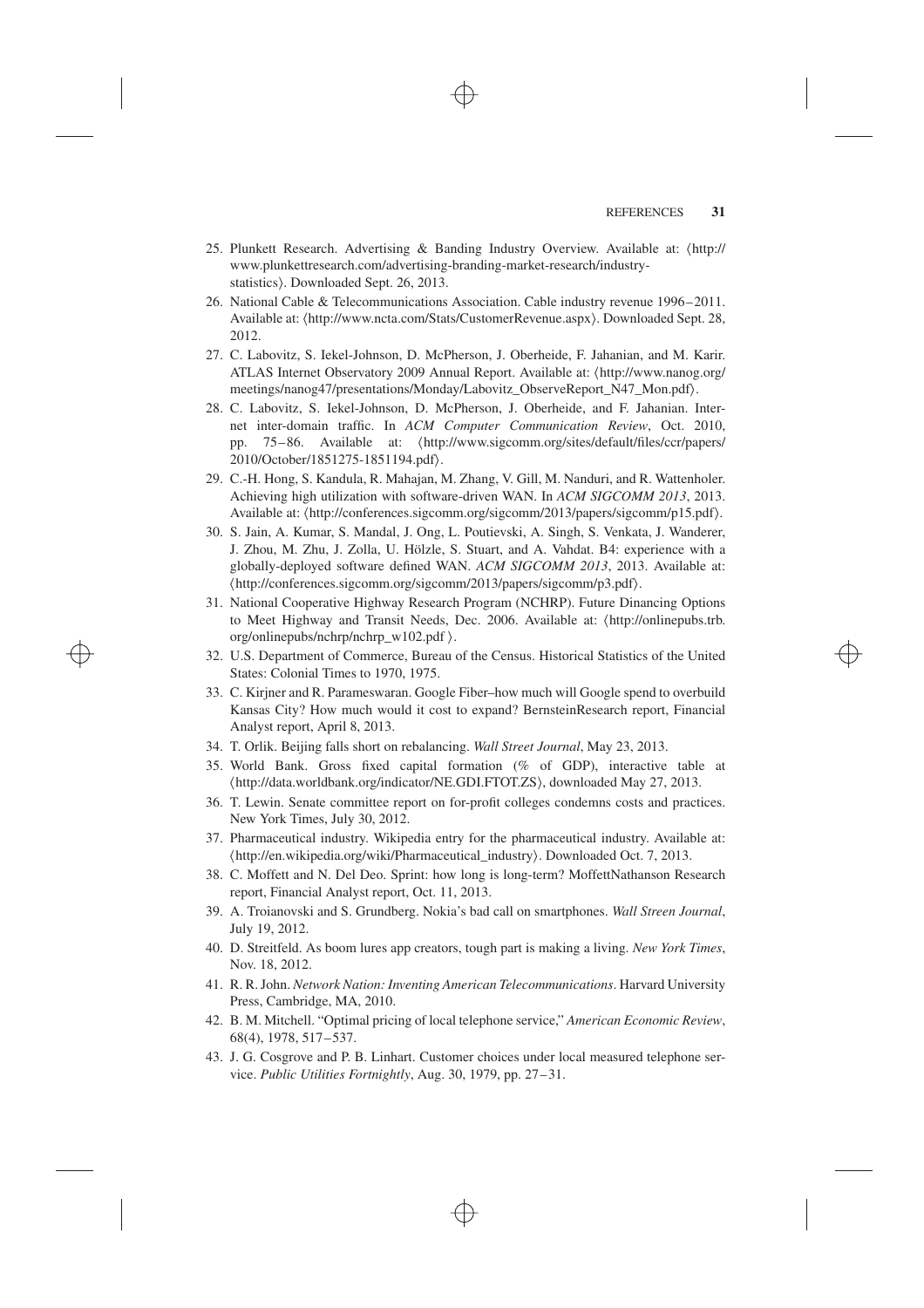25. Plunkett Research. Advertising & Banding Industry Overview. Available at: ⟨http://www.plunkettresearch.com/advertising-branding-market-research/industry-statistics⟩. Downloaded Sept. 26, 2013.
26. National Cable & Telecommunications Association. Cable industry revenue 1996–2011. Available at: ⟨http://www.ncta.com/Stats/CustomerRevenue.aspx⟩. Downloaded Sept. 28, 2012.
27. C. Labovitz, S. Iekel-Johnson, D. McPherson, J. Oberheide, F. Jahanian, and M. Karir. ATLAS Internet Observatory 2009 Annual Report. Available at: ⟨http://www.nanog.org/meetings/nanog47/presentations/Monday/Labovitz_ObserveReport_N47_Mon.pdf⟩.
28. C. Labovitz, S. Iekel-Johnson, D. McPherson, J. Oberheide, and F. Jahanian. Internet inter-domain traffic. In *ACM Computer Communication Review*, Oct. 2010, pp. 75–86. Available at: ⟨http://www.sigcomm.org/sites/default/files/ccr/papers/2010/October/1851275-1851194.pdf⟩.
29. C.-H. Hong, S. Kandula, R. Mahajan, M. Zhang, V. Gill, M. Nanduri, and R. Wattenholer. Achieving high utilization with software-driven WAN. In *ACM SIGCOMM 2013*, 2013. Available at: ⟨http://conferences.sigcomm.org/sigcomm/2013/papers/sigcomm/p15.pdf⟩.
30. S. Jain, A. Kumar, S. Mandal, J. Ong, L. Poutievski, A. Singh, S. Venkata, J. Wanderer, J. Zhou, M. Zhu, J. Zolla, U. Hölzle, S. Stuart, and A. Vahdat. B4: experience with a globally-deployed software defined WAN. *ACM SIGCOMM 2013*, 2013. Available at: ⟨http://conferences.sigcomm.org/sigcomm/2013/papers/sigcomm/p3.pdf⟩.
31. National Cooperative Highway Research Program (NCHRP). Future Dinancing Options to Meet Highway and Transit Needs, Dec. 2006. Available at: ⟨http://onlinepubs.trb.org/onlinepubs/nchrp/nchrp_w102.pdf ⟩.
32. U.S. Department of Commerce, Bureau of the Census. Historical Statistics of the United States: Colonial Times to 1970, 1975.
33. C. Kirjner and R. Parameswaran. Google Fiber–how much will Google spend to overbuild Kansas City? How much would it cost to expand? BernsteinResearch report, Financial Analyst report, April 8, 2013.
34. T. Orlik. Beijing falls short on rebalancing. *Wall Street Journal*, May 23, 2013.
35. World Bank. Gross fixed capital formation (% of GDP), interactive table at ⟨http://data.worldbank.org/indicator/NE.GDI.FTOT.ZS⟩, downloaded May 27, 2013.
36. T. Lewin. Senate committee report on for-profit colleges condemns costs and practices. New York Times, July 30, 2012.
37. Pharmaceutical industry. Wikipedia entry for the pharmaceutical industry. Available at: ⟨http://en.wikipedia.org/wiki/Pharmaceutical_industry⟩. Downloaded Oct. 7, 2013.
38. C. Moffett and N. Del Deo. Sprint: how long is long-term? MoffettNathanson Research report, Financial Analyst report, Oct. 11, 2013.
39. A. Troianovski and S. Grundberg. Nokia's bad call on smartphones. *Wall Streen Journal*, July 19, 2012.
40. D. Streitfeld. As boom lures app creators, tough part is making a living. *New York Times*, Nov. 18, 2012.
41. R. R. John. *Network Nation: Inventing American Telecommunications*. Harvard University Press, Cambridge, MA, 2010.
42. B. M. Mitchell. "Optimal pricing of local telephone service," *American Economic Review*, 68(4), 1978, 517–537.
43. J. G. Cosgrove and P. B. Linhart. Customer choices under local measured telephone service. *Public Utilities Fortnightly*, Aug. 30, 1979, pp. 27–31.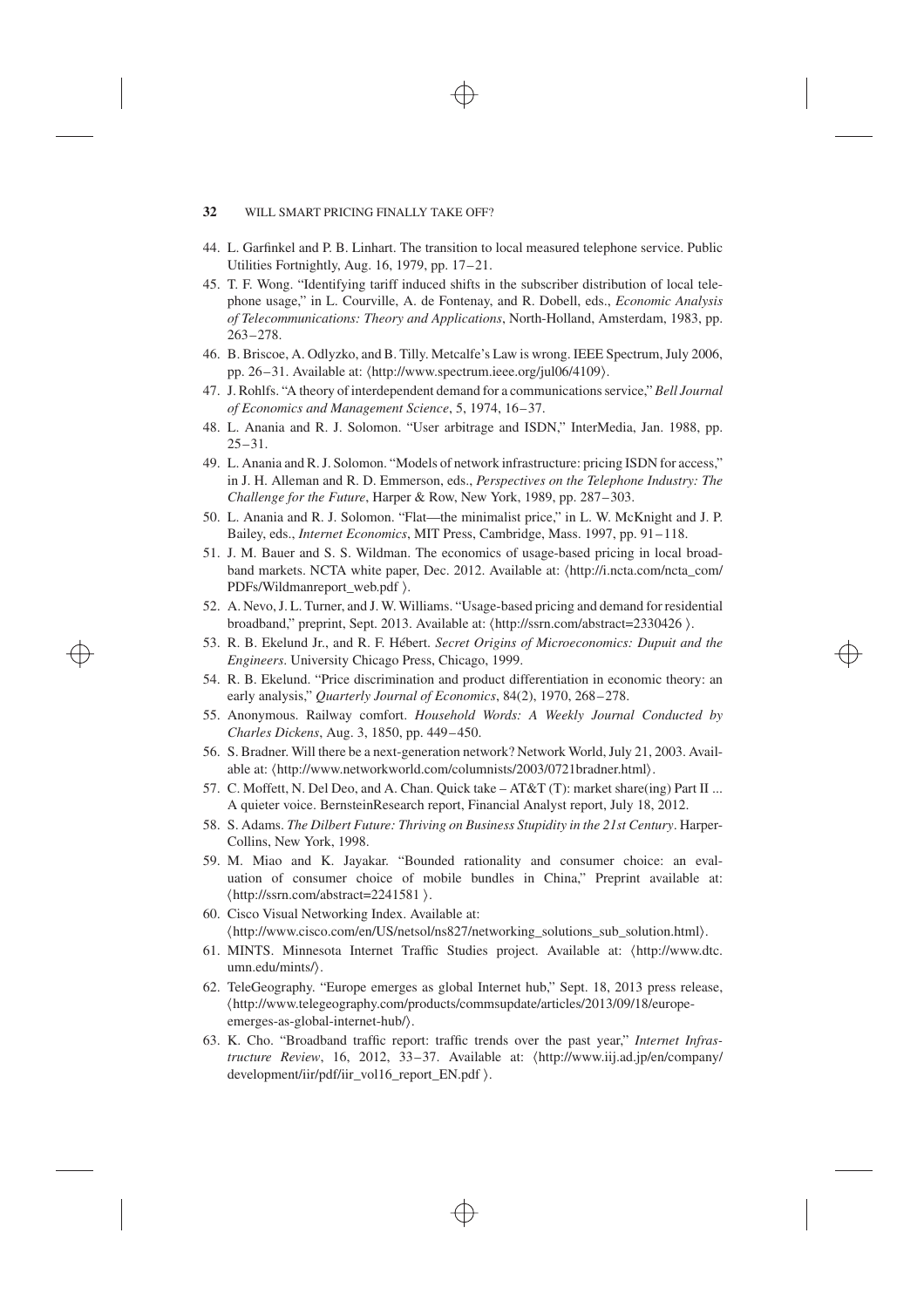44. L. Garfinkel and P. B. Linhart. The transition to local measured telephone service. Public Utilities Fortnightly, Aug. 16, 1979, pp. 17–21.
45. T. F. Wong. "Identifying tariff induced shifts in the subscriber distribution of local telephone usage," in L. Courville, A. de Fontenay, and R. Dobell, eds., *Economic Analysis of Telecommunications: Theory and Applications*, North-Holland, Amsterdam, 1983, pp. 263–278.
46. B. Briscoe, A. Odlyzko, and B. Tilly. Metcalfe's Law is wrong. IEEE Spectrum, July 2006, pp. 26–31. Available at: ⟨http://www.spectrum.ieee.org/jul06/4109⟩.
47. J. Rohlfs. "A theory of interdependent demand for a communications service," *Bell Journal of Economics and Management Science*, 5, 1974, 16–37.
48. L. Anania and R. J. Solomon. "User arbitrage and ISDN," InterMedia, Jan. 1988, pp. 25–31.
49. L. Anania and R. J. Solomon. "Models of network infrastructure: pricing ISDN for access," in J. H. Alleman and R. D. Emmerson, eds., *Perspectives on the Telephone Industry: The Challenge for the Future*, Harper & Row, New York, 1989, pp. 287–303.
50. L. Anania and R. J. Solomon. "Flat—the minimalist price," in L. W. McKnight and J. P. Bailey, eds., *Internet Economics*, MIT Press, Cambridge, Mass. 1997, pp. 91–118.
51. J. M. Bauer and S. S. Wildman. The economics of usage-based pricing in local broadband markets. NCTA white paper, Dec. 2012. Available at: ⟨http://i.ncta.com/ncta_com/PDFs/Wildmanreport_web.pdf ⟩.
52. A. Nevo, J. L. Turner, and J. W. Williams. "Usage-based pricing and demand for residential broadband," preprint, Sept. 2013. Available at: ⟨http://ssrn.com/abstract=2330426 ⟩.
53. R. B. Ekelund Jr., and R. F. Hébert. *Secret Origins of Microeconomics: Dupuit and the Engineers.* University Chicago Press, Chicago, 1999.
54. R. B. Ekelund. "Price discrimination and product differentiation in economic theory: an early analysis," *Quarterly Journal of Economics*, 84(2), 1970, 268–278.
55. Anonymous. Railway comfort. *Household Words: A Weekly Journal Conducted by Charles Dickens*, Aug. 3, 1850, pp. 449–450.
56. S. Bradner. Will there be a next-generation network? Network World, July 21, 2003. Available at: ⟨http://www.networkworld.com/columnists/2003/0721bradner.html⟩.
57. C. Moffett, N. Del Deo, and A. Chan. Quick take – AT&T (T): market share(ing) Part II ... A quieter voice. BernsteinResearch report, Financial Analyst report, July 18, 2012.
58. S. Adams. *The Dilbert Future: Thriving on Business Stupidity in the 21st Century*. HarperCollins, New York, 1998.
59. M. Miao and K. Jayakar. "Bounded rationality and consumer choice: an evaluation of consumer choice of mobile bundles in China," Preprint available at: ⟨http://ssrn.com/abstract=2241581 ⟩.
60. Cisco Visual Networking Index. Available at: ⟨http://www.cisco.com/en/US/netsol/ns827/networking_solutions_sub_solution.html⟩.
61. MINTS. Minnesota Internet Traffic Studies project. Available at: ⟨http://www.dtc.umn.edu/mints/⟩.
62. TeleGeography. "Europe emerges as global Internet hub," Sept. 18, 2013 press release, ⟨http://www.telegeography.com/products/commsupdate/articles/2013/09/18/europe-emerges-as-global-internet-hub/⟩.
63. K. Cho. "Broadband traffic report: traffic trends over the past year," *Internet Infrastructure Review*, 16, 2012, 33–37. Available at: ⟨http://www.iij.ad.jp/en/company/development/iir/pdf/iir_vol16_report_EN.pdf ⟩.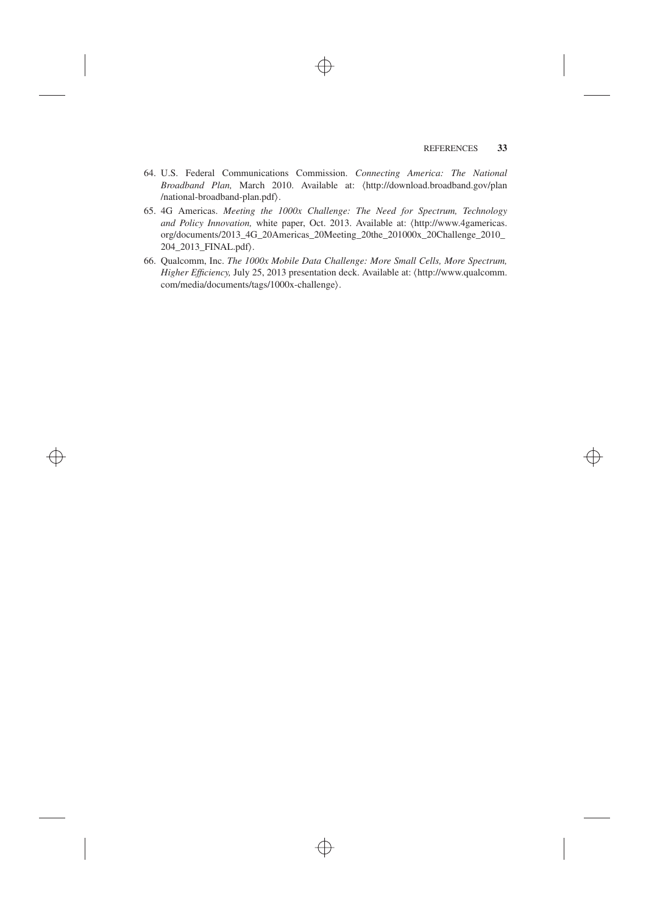64. U.S. Federal Communications Commission. *Connecting America: The National Broadband Plan,* March 2010. Available at: ⟨http://download.broadband.gov/plan/national-broadband-plan.pdf⟩.

65. 4G Americas. *Meeting the 1000x Challenge: The Need for Spectrum, Technology and Policy Innovation,* white paper, Oct. 2013. Available at: ⟨http://www.4gamericas.org/documents/2013_4G_20Americas_20Meeting_20the_201000x_20Challenge_2010_204_2013_FINAL.pdf⟩.

66. Qualcomm, Inc. *The 1000x Mobile Data Challenge: More Small Cells, More Spectrum, Higher Efficiency,* July 25, 2013 presentation deck. Available at: ⟨http://www.qualcomm.com/media/documents/tags/1000x-challenge⟩.